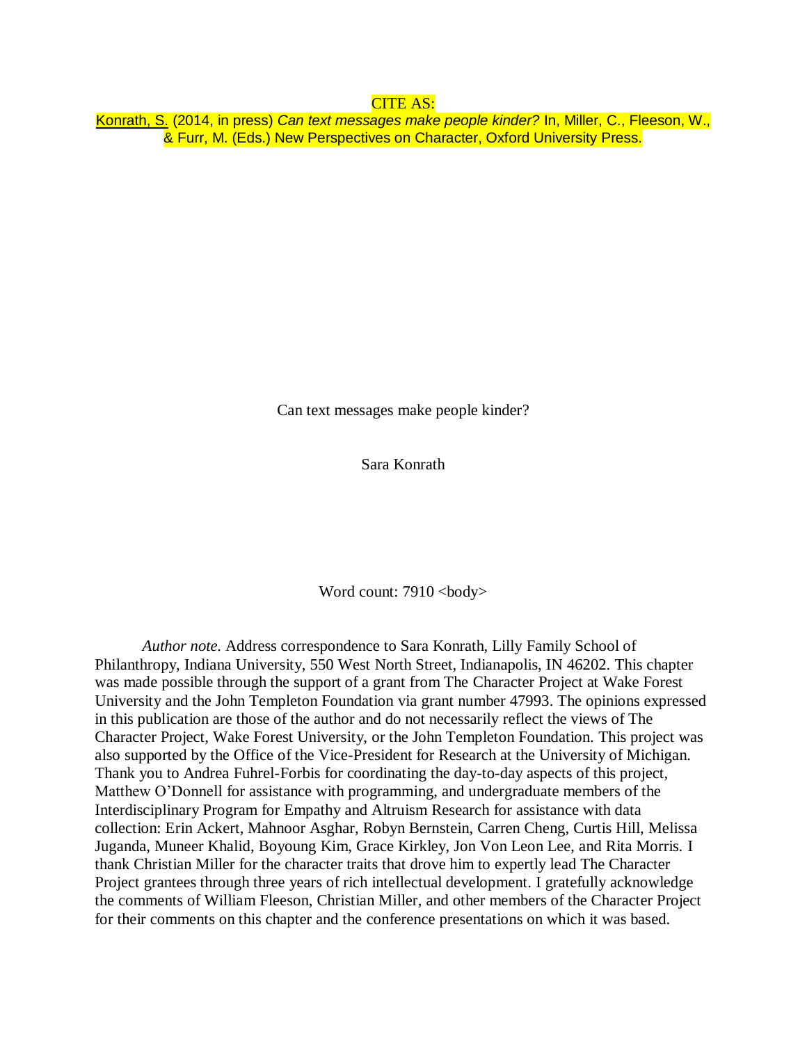CITE AS:

Konrath, S. (2014, in press) *Can text messages make people kinder?* In, Miller, C., Fleeson, W., & Furr, M. (Eds.) New Perspectives on Character, Oxford University Press.

# Can text messages make people kinder?

Sara Konrath

Word count: 7910 <body>

*Author note.* Address correspondence to Sara Konrath, Lilly Family School of Philanthropy, Indiana University, 550 West North Street, Indianapolis, IN 46202. This chapter was made possible through the support of a grant from The Character Project at Wake Forest University and the John Templeton Foundation via grant number 47993. The opinions expressed in this publication are those of the author and do not necessarily reflect the views of The Character Project, Wake Forest University, or the John Templeton Foundation. This project was also supported by the Office of the Vice-President for Research at the University of Michigan. Thank you to Andrea Fuhrel-Forbis for coordinating the day-to-day aspects of this project, Matthew O'Donnell for assistance with programming, and undergraduate members of the Interdisciplinary Program for Empathy and Altruism Research for assistance with data collection: Erin Ackert, Mahnoor Asghar, Robyn Bernstein, Carren Cheng, Curtis Hill, Melissa Juganda, Muneer Khalid, Boyoung Kim, Grace Kirkley, Jon Von Leon Lee, and Rita Morris. I thank Christian Miller for the character traits that drove him to expertly lead The Character Project grantees through three years of rich intellectual development. I gratefully acknowledge the comments of William Fleeson, Christian Miller, and other members of the Character Project for their comments on this chapter and the conference presentations on which it was based.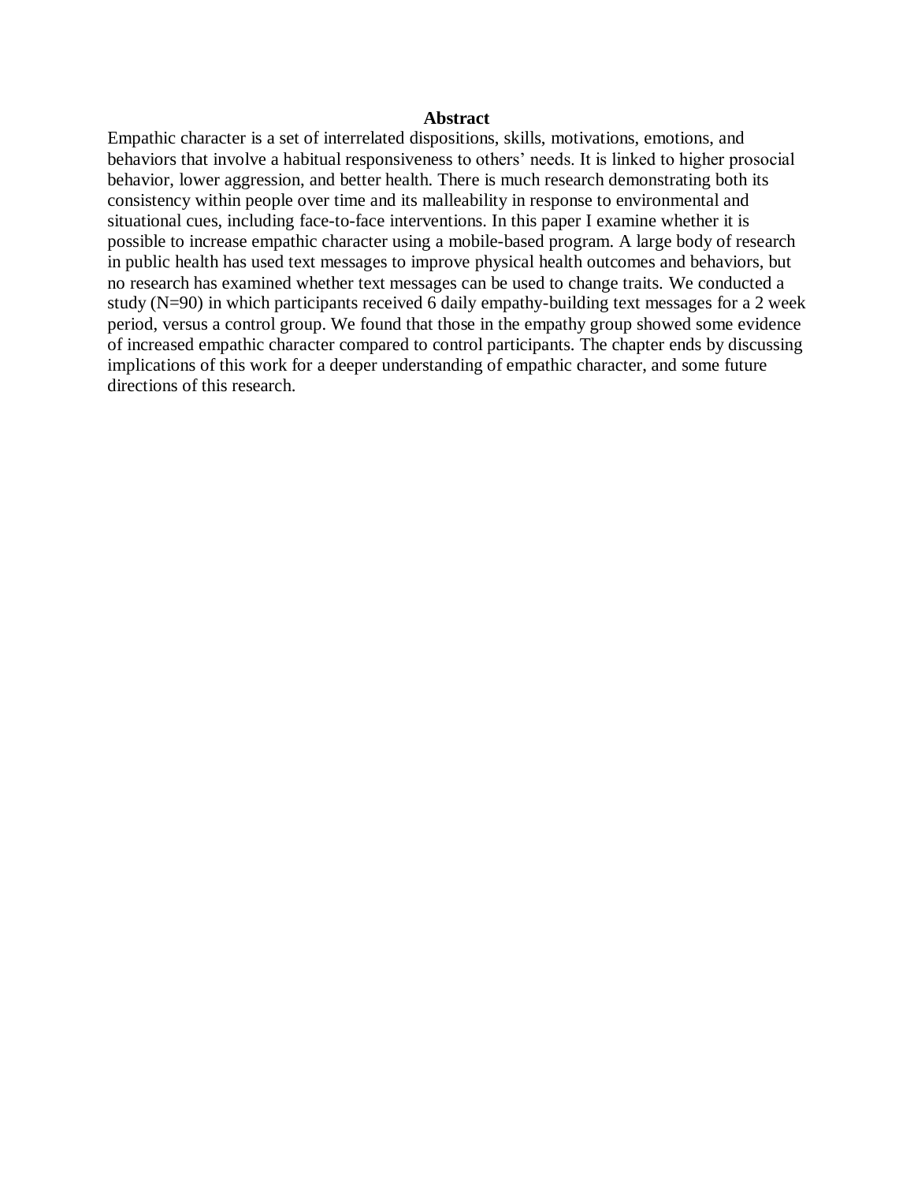**Abstract**

Empathic character is a set of interrelated dispositions, skills, motivations, emotions, and behaviors that involve a habitual responsiveness to others' needs. It is linked to higher prosocial behavior, lower aggression, and better health. There is much research demonstrating both its consistency within people over time and its malleability in response to environmental and situational cues, including face-to-face interventions. In this paper I examine whether it is possible to increase empathic character using a mobile-based program. A large body of research in public health has used text messages to improve physical health outcomes and behaviors, but no research has examined whether text messages can be used to change traits. We conducted a study (N=90) in which participants received 6 daily empathy-building text messages for a 2 week period, versus a control group. We found that those in the empathy group showed some evidence of increased empathic character compared to control participants. The chapter ends by discussing implications of this work for a deeper understanding of empathic character, and some future directions of this research.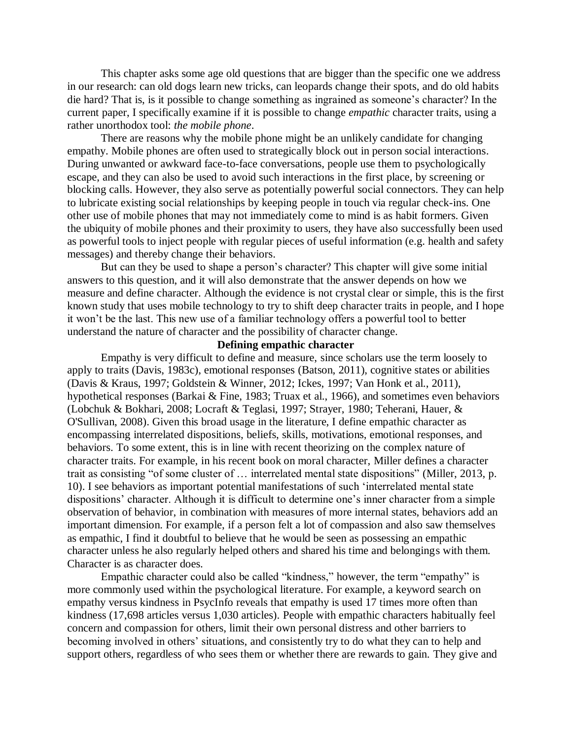This chapter asks some age old questions that are bigger than the specific one we address in our research: can old dogs learn new tricks, can leopards change their spots, and do old habits die hard? That is, is it possible to change something as ingrained as someone's character? In the current paper, I specifically examine if it is possible to change *empathic* character traits, using a rather unorthodox tool: *the mobile phone*.

There are reasons why the mobile phone might be an unlikely candidate for changing empathy. Mobile phones are often used to strategically block out in person social interactions. During unwanted or awkward face-to-face conversations, people use them to psychologically escape, and they can also be used to avoid such interactions in the first place, by screening or blocking calls. However, they also serve as potentially powerful social connectors. They can help to lubricate existing social relationships by keeping people in touch via regular check-ins. One other use of mobile phones that may not immediately come to mind is as habit formers. Given the ubiquity of mobile phones and their proximity to users, they have also successfully been used as powerful tools to inject people with regular pieces of useful information (e.g. health and safety messages) and thereby change their behaviors.

But can they be used to shape a person's character? This chapter will give some initial answers to this question, and it will also demonstrate that the answer depends on how we measure and define character. Although the evidence is not crystal clear or simple, this is the first known study that uses mobile technology to try to shift deep character traits in people, and I hope it won't be the last. This new use of a familiar technology offers a powerful tool to better understand the nature of character and the possibility of character change.

## Defining empathic character

Empathy is very difficult to define and measure, since scholars use the term loosely to apply to traits (Davis, 1983c), emotional responses (Batson, 2011), cognitive states or abilities (Davis & Kraus, 1997; Goldstein & Winner, 2012; Ickes, 1997; Van Honk et al., 2011), hypothetical responses (Barkai & Fine, 1983; Truax et al., 1966), and sometimes even behaviors (Lobchuk & Bokhari, 2008; Locraft & Teglasi, 1997; Strayer, 1980; Teherani, Hauer, & O'Sullivan, 2008). Given this broad usage in the literature, I define empathic character as encompassing interrelated dispositions, beliefs, skills, motivations, emotional responses, and behaviors. To some extent, this is in line with recent theorizing on the complex nature of character traits. For example, in his recent book on moral character, Miller defines a character trait as consisting "of some cluster of … interrelated mental state dispositions" (Miller, 2013, p. 10). I see behaviors as important potential manifestations of such 'interrelated mental state dispositions' character. Although it is difficult to determine one's inner character from a simple observation of behavior, in combination with measures of more internal states, behaviors add an important dimension. For example, if a person felt a lot of compassion and also saw themselves as empathic, I find it doubtful to believe that he would be seen as possessing an empathic character unless he also regularly helped others and shared his time and belongings with them. Character is as character does.

Empathic character could also be called "kindness," however, the term "empathy" is more commonly used within the psychological literature. For example, a keyword search on empathy versus kindness in PsycInfo reveals that empathy is used 17 times more often than kindness (17,698 articles versus 1,030 articles). People with empathic characters habitually feel concern and compassion for others, limit their own personal distress and other barriers to becoming involved in others' situations, and consistently try to do what they can to help and support others, regardless of who sees them or whether there are rewards to gain. They give and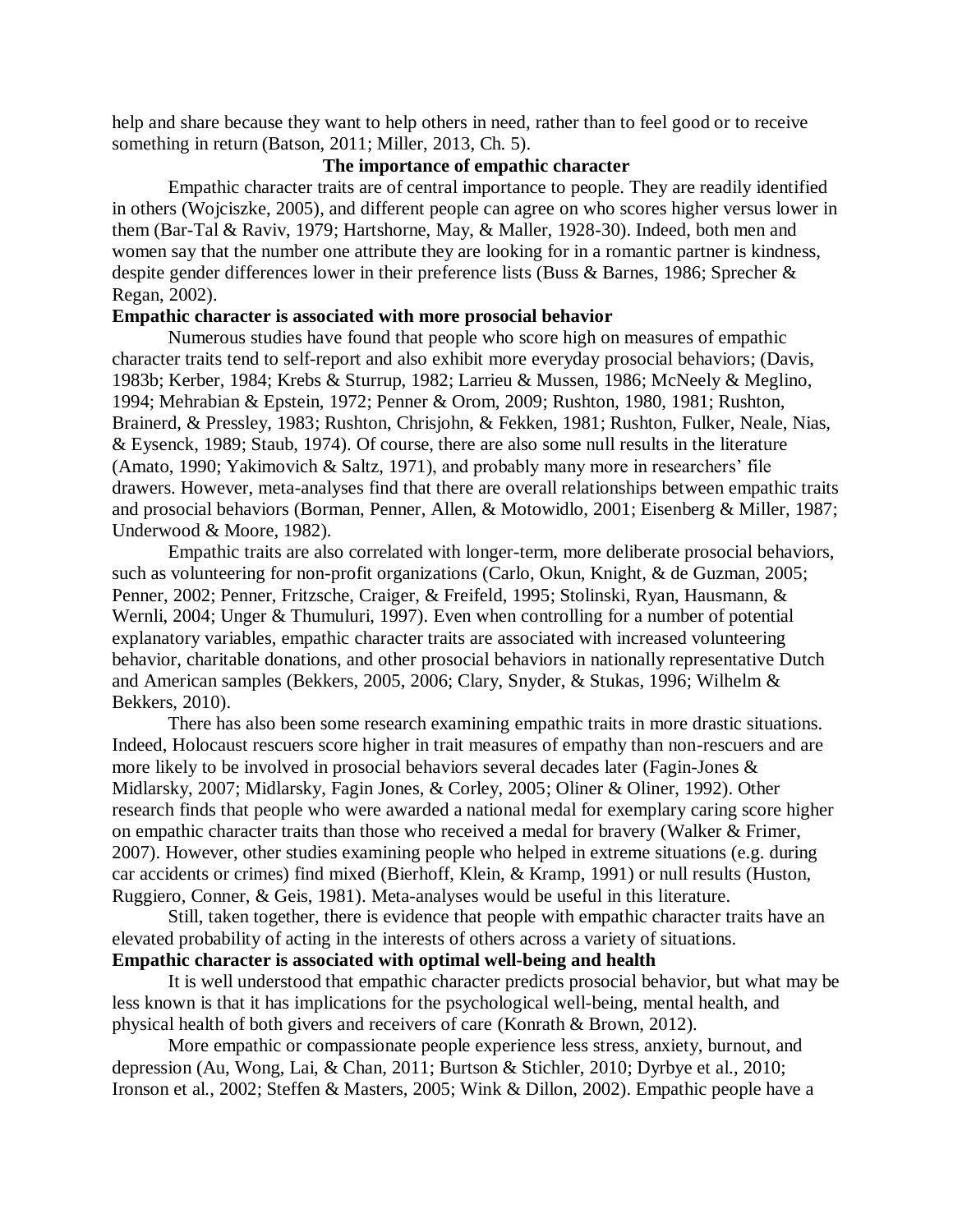help and share because they want to help others in need, rather than to feel good or to receive something in return (Batson, 2011; Miller, 2013, Ch. 5).

## The importance of empathic character

Empathic character traits are of central importance to people. They are readily identified in others (Wojciszke, 2005), and different people can agree on who scores higher versus lower in them (Bar-Tal & Raviv, 1979; Hartshorne, May, & Maller, 1928-30). Indeed, both men and women say that the number one attribute they are looking for in a romantic partner is kindness, despite gender differences lower in their preference lists (Buss & Barnes, 1986; Sprecher & Regan, 2002).

### Empathic character is associated with more prosocial behavior

Numerous studies have found that people who score high on measures of empathic character traits tend to self-report and also exhibit more everyday prosocial behaviors; (Davis, 1983b; Kerber, 1984; Krebs & Sturrup, 1982; Larrieu & Mussen, 1986; McNeely & Meglino, 1994; Mehrabian & Epstein, 1972; Penner & Orom, 2009; Rushton, 1980, 1981; Rushton, Brainerd, & Pressley, 1983; Rushton, Chrisjohn, & Fekken, 1981; Rushton, Fulker, Neale, Nias, & Eysenck, 1989; Staub, 1974). Of course, there are also some null results in the literature (Amato, 1990; Yakimovich & Saltz, 1971), and probably many more in researchers' file drawers. However, meta-analyses find that there are overall relationships between empathic traits and prosocial behaviors (Borman, Penner, Allen, & Motowidlo, 2001; Eisenberg & Miller, 1987; Underwood & Moore, 1982).

Empathic traits are also correlated with longer-term, more deliberate prosocial behaviors, such as volunteering for non-profit organizations (Carlo, Okun, Knight, & de Guzman, 2005; Penner, 2002; Penner, Fritzsche, Craiger, & Freifeld, 1995; Stolinski, Ryan, Hausmann, & Wernli, 2004; Unger & Thumuluri, 1997). Even when controlling for a number of potential explanatory variables, empathic character traits are associated with increased volunteering behavior, charitable donations, and other prosocial behaviors in nationally representative Dutch and American samples (Bekkers, 2005, 2006; Clary, Snyder, & Stukas, 1996; Wilhelm & Bekkers, 2010).

There has also been some research examining empathic traits in more drastic situations. Indeed, Holocaust rescuers score higher in trait measures of empathy than non-rescuers and are more likely to be involved in prosocial behaviors several decades later (Fagin-Jones & Midlarsky, 2007; Midlarsky, Fagin Jones, & Corley, 2005; Oliner & Oliner, 1992). Other research finds that people who were awarded a national medal for exemplary caring score higher on empathic character traits than those who received a medal for bravery (Walker & Frimer, 2007). However, other studies examining people who helped in extreme situations (e.g. during car accidents or crimes) find mixed (Bierhoff, Klein, & Kramp, 1991) or null results (Huston, Ruggiero, Conner, & Geis, 1981). Meta-analyses would be useful in this literature.

Still, taken together, there is evidence that people with empathic character traits have an elevated probability of acting in the interests of others across a variety of situations.

### Empathic character is associated with optimal well-being and health

It is well understood that empathic character predicts prosocial behavior, but what may be less known is that it has implications for the psychological well-being, mental health, and physical health of both givers and receivers of care (Konrath & Brown, 2012).

More empathic or compassionate people experience less stress, anxiety, burnout, and depression (Au, Wong, Lai, & Chan, 2011; Burtson & Stichler, 2010; Dyrbye et al., 2010; Ironson et al., 2002; Steffen & Masters, 2005; Wink & Dillon, 2002). Empathic people have a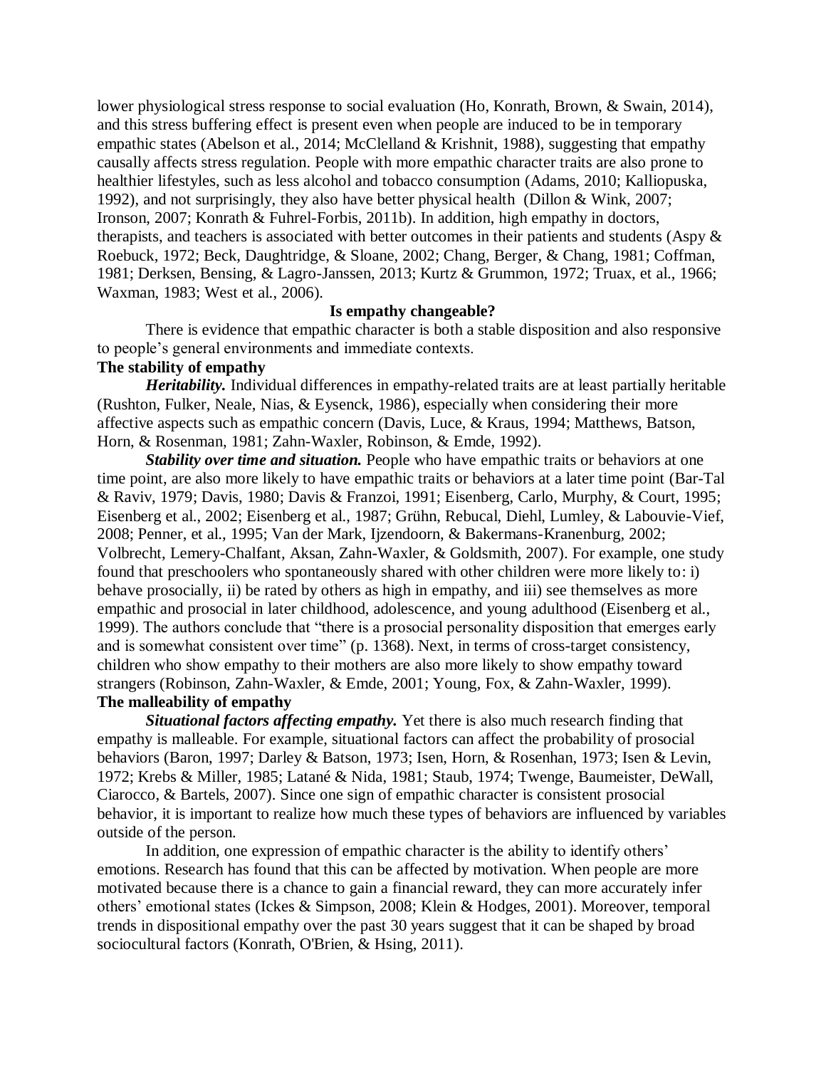lower physiological stress response to social evaluation (Ho, Konrath, Brown, & Swain, 2014), and this stress buffering effect is present even when people are induced to be in temporary empathic states (Abelson et al., 2014; McClelland & Krishnit, 1988), suggesting that empathy causally affects stress regulation. People with more empathic character traits are also prone to healthier lifestyles, such as less alcohol and tobacco consumption (Adams, 2010; Kalliopuska, 1992), and not surprisingly, they also have better physical health (Dillon & Wink, 2007; Ironson, 2007; Konrath & Fuhrel-Forbis, 2011b). In addition, high empathy in doctors, therapists, and teachers is associated with better outcomes in their patients and students (Aspy & Roebuck, 1972; Beck, Daughtridge, & Sloane, 2002; Chang, Berger, & Chang, 1981; Coffman, 1981; Derksen, Bensing, & Lagro-Janssen, 2013; Kurtz & Grummon, 1972; Truax, et al., 1966; Waxman, 1983; West et al., 2006).

## Is empathy changeable?

There is evidence that empathic character is both a stable disposition and also responsive to people's general environments and immediate contexts.

### The stability of empathy

***Heritability.*** Individual differences in empathy-related traits are at least partially heritable (Rushton, Fulker, Neale, Nias, & Eysenck, 1986), especially when considering their more affective aspects such as empathic concern (Davis, Luce, & Kraus, 1994; Matthews, Batson, Horn, & Rosenman, 1981; Zahn-Waxler, Robinson, & Emde, 1992).

***Stability over time and situation.*** People who have empathic traits or behaviors at one time point, are also more likely to have empathic traits or behaviors at a later time point (Bar-Tal & Raviv, 1979; Davis, 1980; Davis & Franzoi, 1991; Eisenberg, Carlo, Murphy, & Court, 1995; Eisenberg et al., 2002; Eisenberg et al., 1987; Grühn, Rebucal, Diehl, Lumley, & Labouvie-Vief, 2008; Penner, et al., 1995; Van der Mark, Ijzendoorn, & Bakermans-Kranenburg, 2002; Volbrecht, Lemery-Chalfant, Aksan, Zahn-Waxler, & Goldsmith, 2007). For example, one study found that preschoolers who spontaneously shared with other children were more likely to: i) behave prosocially, ii) be rated by others as high in empathy, and iii) see themselves as more empathic and prosocial in later childhood, adolescence, and young adulthood (Eisenberg et al., 1999). The authors conclude that "there is a prosocial personality disposition that emerges early and is somewhat consistent over time" (p. 1368). Next, in terms of cross-target consistency, children who show empathy to their mothers are also more likely to show empathy toward strangers (Robinson, Zahn-Waxler, & Emde, 2001; Young, Fox, & Zahn-Waxler, 1999).

### The malleability of empathy

***Situational factors affecting empathy.*** Yet there is also much research finding that empathy is malleable. For example, situational factors can affect the probability of prosocial behaviors (Baron, 1997; Darley & Batson, 1973; Isen, Horn, & Rosenhan, 1973; Isen & Levin, 1972; Krebs & Miller, 1985; Latané & Nida, 1981; Staub, 1974; Twenge, Baumeister, DeWall, Ciarocco, & Bartels, 2007). Since one sign of empathic character is consistent prosocial behavior, it is important to realize how much these types of behaviors are influenced by variables outside of the person.

In addition, one expression of empathic character is the ability to identify others' emotions. Research has found that this can be affected by motivation. When people are more motivated because there is a chance to gain a financial reward, they can more accurately infer others' emotional states (Ickes & Simpson, 2008; Klein & Hodges, 2001). Moreover, temporal trends in dispositional empathy over the past 30 years suggest that it can be shaped by broad sociocultural factors (Konrath, O'Brien, & Hsing, 2011).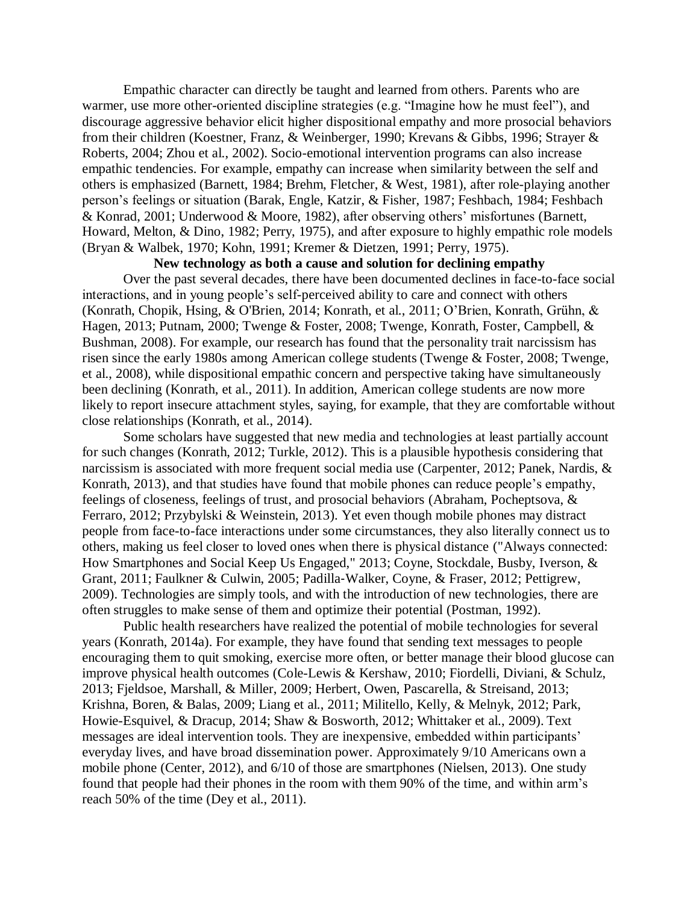Empathic character can directly be taught and learned from others. Parents who are warmer, use more other-oriented discipline strategies (e.g. "Imagine how he must feel"), and discourage aggressive behavior elicit higher dispositional empathy and more prosocial behaviors from their children (Koestner, Franz, & Weinberger, 1990; Krevans & Gibbs, 1996; Strayer & Roberts, 2004; Zhou et al., 2002). Socio-emotional intervention programs can also increase empathic tendencies. For example, empathy can increase when similarity between the self and others is emphasized (Barnett, 1984; Brehm, Fletcher, & West, 1981), after role-playing another person's feelings or situation (Barak, Engle, Katzir, & Fisher, 1987; Feshbach, 1984; Feshbach & Konrad, 2001; Underwood & Moore, 1982), after observing others' misfortunes (Barnett, Howard, Melton, & Dino, 1982; Perry, 1975), and after exposure to highly empathic role models (Bryan & Walbek, 1970; Kohn, 1991; Kremer & Dietzen, 1991; Perry, 1975).

**New technology as both a cause and solution for declining empathy**

Over the past several decades, there have been documented declines in face-to-face social interactions, and in young people's self-perceived ability to care and connect with others (Konrath, Chopik, Hsing, & O'Brien, 2014; Konrath, et al., 2011; O'Brien, Konrath, Grühn, & Hagen, 2013; Putnam, 2000; Twenge & Foster, 2008; Twenge, Konrath, Foster, Campbell, & Bushman, 2008). For example, our research has found that the personality trait narcissism has risen since the early 1980s among American college students (Twenge & Foster, 2008; Twenge, et al., 2008), while dispositional empathic concern and perspective taking have simultaneously been declining (Konrath, et al., 2011). In addition, American college students are now more likely to report insecure attachment styles, saying, for example, that they are comfortable without close relationships (Konrath, et al., 2014).

Some scholars have suggested that new media and technologies at least partially account for such changes (Konrath, 2012; Turkle, 2012). This is a plausible hypothesis considering that narcissism is associated with more frequent social media use (Carpenter, 2012; Panek, Nardis, & Konrath, 2013), and that studies have found that mobile phones can reduce people's empathy, feelings of closeness, feelings of trust, and prosocial behaviors (Abraham, Pocheptsova, & Ferraro, 2012; Przybylski & Weinstein, 2013). Yet even though mobile phones may distract people from face-to-face interactions under some circumstances, they also literally connect us to others, making us feel closer to loved ones when there is physical distance ("Always connected: How Smartphones and Social Keep Us Engaged," 2013; Coyne, Stockdale, Busby, Iverson, & Grant, 2011; Faulkner & Culwin, 2005; Padilla-Walker, Coyne, & Fraser, 2012; Pettigrew, 2009). Technologies are simply tools, and with the introduction of new technologies, there are often struggles to make sense of them and optimize their potential (Postman, 1992).

Public health researchers have realized the potential of mobile technologies for several years (Konrath, 2014a). For example, they have found that sending text messages to people encouraging them to quit smoking, exercise more often, or better manage their blood glucose can improve physical health outcomes (Cole-Lewis & Kershaw, 2010; Fiordelli, Diviani, & Schulz, 2013; Fjeldsoe, Marshall, & Miller, 2009; Herbert, Owen, Pascarella, & Streisand, 2013; Krishna, Boren, & Balas, 2009; Liang et al., 2011; Militello, Kelly, & Melnyk, 2012; Park, Howie-Esquivel, & Dracup, 2014; Shaw & Bosworth, 2012; Whittaker et al., 2009). Text messages are ideal intervention tools. They are inexpensive, embedded within participants' everyday lives, and have broad dissemination power. Approximately 9/10 Americans own a mobile phone (Center, 2012), and 6/10 of those are smartphones (Nielsen, 2013). One study found that people had their phones in the room with them 90% of the time, and within arm's reach 50% of the time (Dey et al., 2011).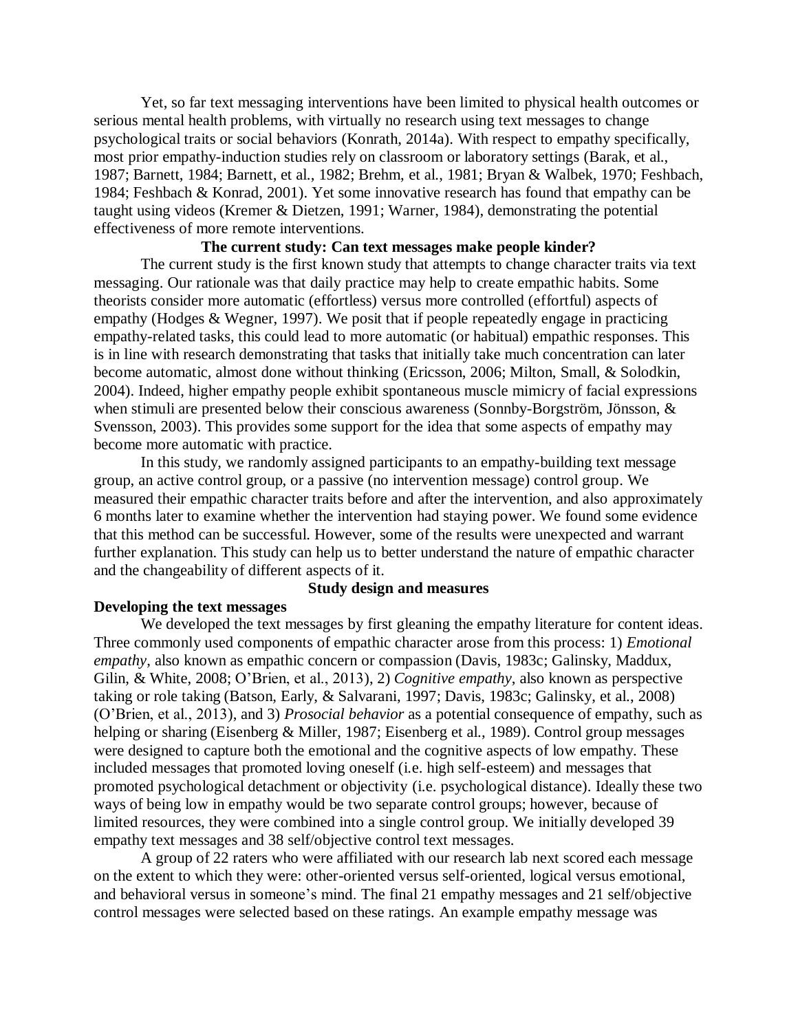Yet, so far text messaging interventions have been limited to physical health outcomes or serious mental health problems, with virtually no research using text messages to change psychological traits or social behaviors (Konrath, 2014a). With respect to empathy specifically, most prior empathy-induction studies rely on classroom or laboratory settings (Barak, et al., 1987; Barnett, 1984; Barnett, et al., 1982; Brehm, et al., 1981; Bryan & Walbek, 1970; Feshbach, 1984; Feshbach & Konrad, 2001). Yet some innovative research has found that empathy can be taught using videos (Kremer & Dietzen, 1991; Warner, 1984), demonstrating the potential effectiveness of more remote interventions.

## The current study: Can text messages make people kinder?

The current study is the first known study that attempts to change character traits via text messaging. Our rationale was that daily practice may help to create empathic habits. Some theorists consider more automatic (effortless) versus more controlled (effortful) aspects of empathy (Hodges & Wegner, 1997). We posit that if people repeatedly engage in practicing empathy-related tasks, this could lead to more automatic (or habitual) empathic responses. This is in line with research demonstrating that tasks that initially take much concentration can later become automatic, almost done without thinking (Ericsson, 2006; Milton, Small, & Solodkin, 2004). Indeed, higher empathy people exhibit spontaneous muscle mimicry of facial expressions when stimuli are presented below their conscious awareness (Sonnby-Borgström, Jönsson, & Svensson, 2003). This provides some support for the idea that some aspects of empathy may become more automatic with practice.

In this study, we randomly assigned participants to an empathy-building text message group, an active control group, or a passive (no intervention message) control group. We measured their empathic character traits before and after the intervention, and also approximately 6 months later to examine whether the intervention had staying power. We found some evidence that this method can be successful. However, some of the results were unexpected and warrant further explanation. This study can help us to better understand the nature of empathic character and the changeability of different aspects of it.

## Study design and measures

### Developing the text messages

We developed the text messages by first gleaning the empathy literature for content ideas. Three commonly used components of empathic character arose from this process: 1) *Emotional empathy*, also known as empathic concern or compassion (Davis, 1983c; Galinsky, Maddux, Gilin, & White, 2008; O'Brien, et al., 2013), 2) *Cognitive empathy*, also known as perspective taking or role taking (Batson, Early, & Salvarani, 1997; Davis, 1983c; Galinsky, et al., 2008) (O'Brien, et al., 2013), and 3) *Prosocial behavior* as a potential consequence of empathy, such as helping or sharing (Eisenberg & Miller, 1987; Eisenberg et al., 1989). Control group messages were designed to capture both the emotional and the cognitive aspects of low empathy. These included messages that promoted loving oneself (i.e. high self-esteem) and messages that promoted psychological detachment or objectivity (i.e. psychological distance). Ideally these two ways of being low in empathy would be two separate control groups; however, because of limited resources, they were combined into a single control group. We initially developed 39 empathy text messages and 38 self/objective control text messages.

A group of 22 raters who were affiliated with our research lab next scored each message on the extent to which they were: other-oriented versus self-oriented, logical versus emotional, and behavioral versus in someone's mind. The final 21 empathy messages and 21 self/objective control messages were selected based on these ratings. An example empathy message was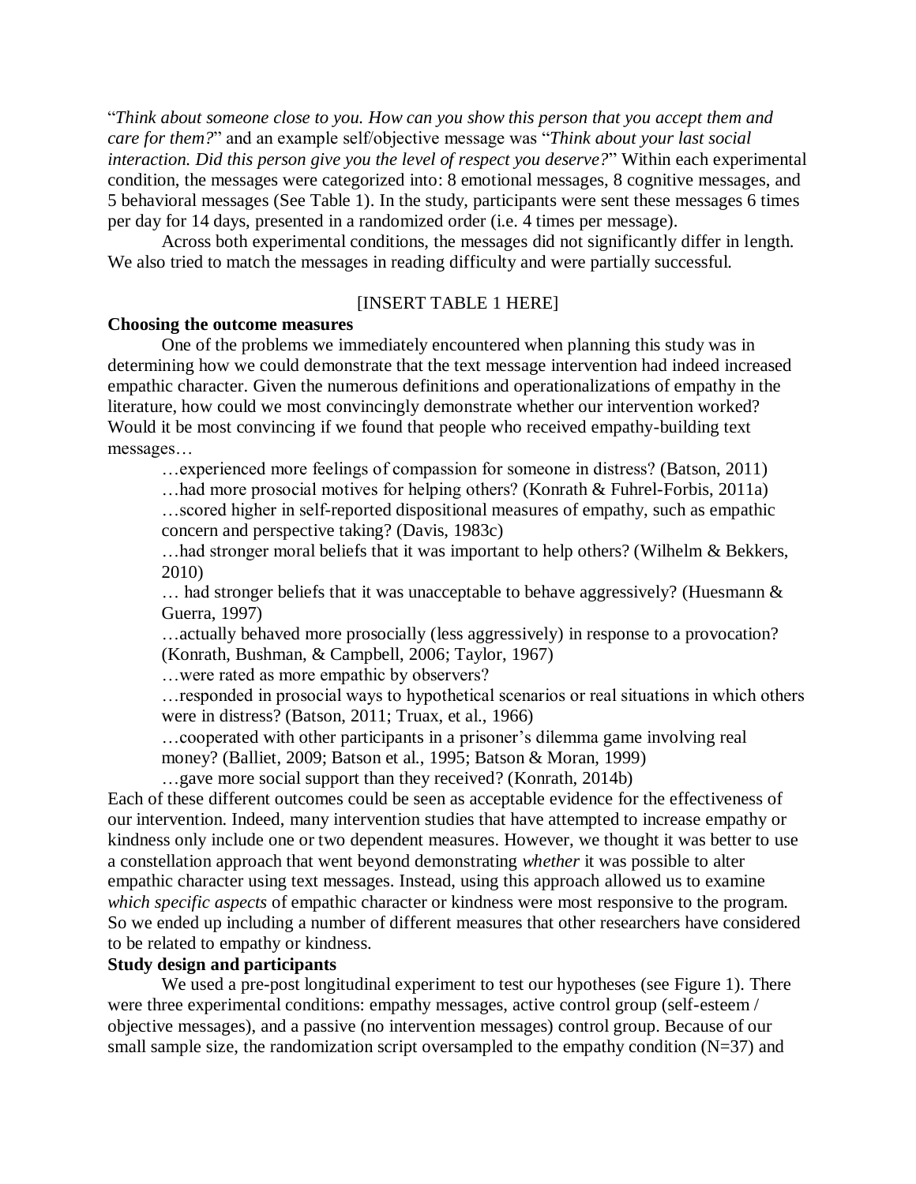"*Think about someone close to you. How can you show this person that you accept them and care for them?*" and an example self/objective message was "*Think about your last social interaction. Did this person give you the level of respect you deserve?*" Within each experimental condition, the messages were categorized into: 8 emotional messages, 8 cognitive messages, and 5 behavioral messages (See Table 1). In the study, participants were sent these messages 6 times per day for 14 days, presented in a randomized order (i.e. 4 times per message).

Across both experimental conditions, the messages did not significantly differ in length. We also tried to match the messages in reading difficulty and were partially successful.

[INSERT TABLE 1 HERE]

**Choosing the outcome measures**

One of the problems we immediately encountered when planning this study was in determining how we could demonstrate that the text message intervention had indeed increased empathic character. Given the numerous definitions and operationalizations of empathy in the literature, how could we most convincingly demonstrate whether our intervention worked? Would it be most convincing if we found that people who received empathy-building text messages…

…experienced more feelings of compassion for someone in distress? (Batson, 2011)

…had more prosocial motives for helping others? (Konrath & Fuhrel-Forbis, 2011a)

…scored higher in self-reported dispositional measures of empathy, such as empathic concern and perspective taking? (Davis, 1983c)

…had stronger moral beliefs that it was important to help others? (Wilhelm & Bekkers, 2010)

… had stronger beliefs that it was unacceptable to behave aggressively? (Huesmann & Guerra, 1997)

…actually behaved more prosocially (less aggressively) in response to a provocation? (Konrath, Bushman, & Campbell, 2006; Taylor, 1967)

…were rated as more empathic by observers?

…responded in prosocial ways to hypothetical scenarios or real situations in which others were in distress? (Batson, 2011; Truax, et al., 1966)

…cooperated with other participants in a prisoner's dilemma game involving real money? (Balliet, 2009; Batson et al., 1995; Batson & Moran, 1999)

…gave more social support than they received? (Konrath, 2014b)

Each of these different outcomes could be seen as acceptable evidence for the effectiveness of our intervention. Indeed, many intervention studies that have attempted to increase empathy or kindness only include one or two dependent measures. However, we thought it was better to use a constellation approach that went beyond demonstrating *whether* it was possible to alter empathic character using text messages. Instead, using this approach allowed us to examine *which specific aspects* of empathic character or kindness were most responsive to the program. So we ended up including a number of different measures that other researchers have considered to be related to empathy or kindness.

**Study design and participants**

We used a pre-post longitudinal experiment to test our hypotheses (see Figure 1). There were three experimental conditions: empathy messages, active control group (self-esteem / objective messages), and a passive (no intervention messages) control group. Because of our small sample size, the randomization script oversampled to the empathy condition (N=37) and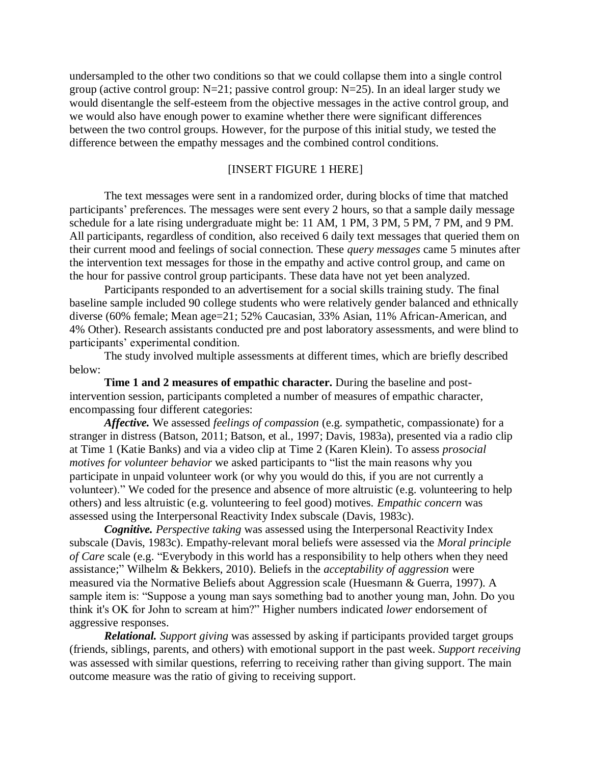undersampled to the other two conditions so that we could collapse them into a single control group (active control group: N=21; passive control group: N=25). In an ideal larger study we would disentangle the self-esteem from the objective messages in the active control group, and we would also have enough power to examine whether there were significant differences between the two control groups. However, for the purpose of this initial study, we tested the difference between the empathy messages and the combined control conditions.

[INSERT FIGURE 1 HERE]

The text messages were sent in a randomized order, during blocks of time that matched participants' preferences. The messages were sent every 2 hours, so that a sample daily message schedule for a late rising undergraduate might be: 11 AM, 1 PM, 3 PM, 5 PM, 7 PM, and 9 PM. All participants, regardless of condition, also received 6 daily text messages that queried them on their current mood and feelings of social connection. These *query messages* came 5 minutes after the intervention text messages for those in the empathy and active control group, and came on the hour for passive control group participants. These data have not yet been analyzed.

Participants responded to an advertisement for a social skills training study. The final baseline sample included 90 college students who were relatively gender balanced and ethnically diverse (60% female; Mean age=21; 52% Caucasian, 33% Asian, 11% African-American, and 4% Other). Research assistants conducted pre and post laboratory assessments, and were blind to participants' experimental condition.

The study involved multiple assessments at different times, which are briefly described below:

**Time 1 and 2 measures of empathic character.** During the baseline and post-intervention session, participants completed a number of measures of empathic character, encompassing four different categories:

***Affective.*** We assessed *feelings of compassion* (e.g. sympathetic, compassionate) for a stranger in distress (Batson, 2011; Batson, et al., 1997; Davis, 1983a), presented via a radio clip at Time 1 (Katie Banks) and via a video clip at Time 2 (Karen Klein). To assess *prosocial motives for volunteer behavior* we asked participants to "list the main reasons why you participate in unpaid volunteer work (or why you would do this, if you are not currently a volunteer)." We coded for the presence and absence of more altruistic (e.g. volunteering to help others) and less altruistic (e.g. volunteering to feel good) motives. *Empathic concern* was assessed using the Interpersonal Reactivity Index subscale (Davis, 1983c).

***Cognitive.*** *Perspective taking* was assessed using the Interpersonal Reactivity Index subscale (Davis, 1983c). Empathy-relevant moral beliefs were assessed via the *Moral principle of Care* scale (e.g. "Everybody in this world has a responsibility to help others when they need assistance;" Wilhelm & Bekkers, 2010). Beliefs in the *acceptability of aggression* were measured via the Normative Beliefs about Aggression scale (Huesmann & Guerra, 1997). A sample item is: "Suppose a young man says something bad to another young man, John. Do you think it's OK for John to scream at him?" Higher numbers indicated *lower* endorsement of aggressive responses.

***Relational.*** *Support giving* was assessed by asking if participants provided target groups (friends, siblings, parents, and others) with emotional support in the past week. *Support receiving* was assessed with similar questions, referring to receiving rather than giving support. The main outcome measure was the ratio of giving to receiving support.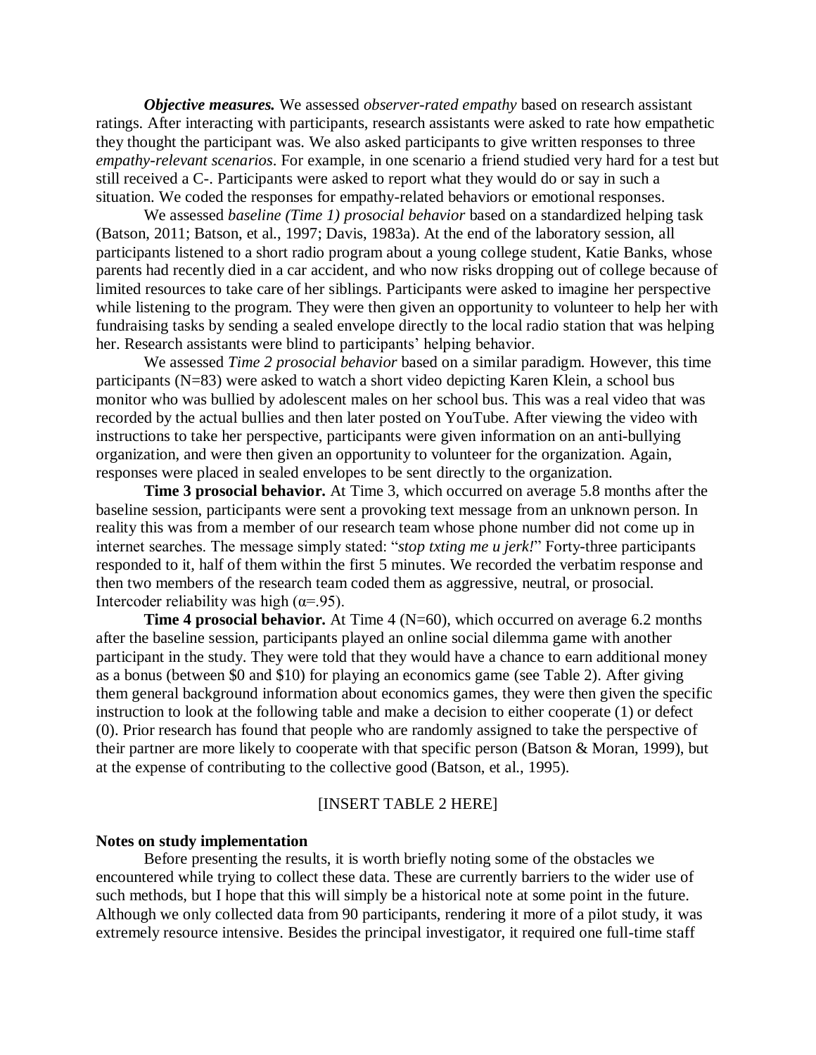***Objective measures.*** We assessed *observer-rated empathy* based on research assistant ratings. After interacting with participants, research assistants were asked to rate how empathetic they thought the participant was. We also asked participants to give written responses to three *empathy-relevant scenarios*. For example, in one scenario a friend studied very hard for a test but still received a C-. Participants were asked to report what they would do or say in such a situation. We coded the responses for empathy-related behaviors or emotional responses.

We assessed *baseline (Time 1) prosocial behavior* based on a standardized helping task (Batson, 2011; Batson, et al., 1997; Davis, 1983a). At the end of the laboratory session, all participants listened to a short radio program about a young college student, Katie Banks, whose parents had recently died in a car accident, and who now risks dropping out of college because of limited resources to take care of her siblings. Participants were asked to imagine her perspective while listening to the program. They were then given an opportunity to volunteer to help her with fundraising tasks by sending a sealed envelope directly to the local radio station that was helping her. Research assistants were blind to participants' helping behavior.

We assessed *Time 2 prosocial behavior* based on a similar paradigm. However, this time participants (N=83) were asked to watch a short video depicting Karen Klein, a school bus monitor who was bullied by adolescent males on her school bus. This was a real video that was recorded by the actual bullies and then later posted on YouTube. After viewing the video with instructions to take her perspective, participants were given information on an anti-bullying organization, and were then given an opportunity to volunteer for the organization. Again, responses were placed in sealed envelopes to be sent directly to the organization.

**Time 3 prosocial behavior.** At Time 3, which occurred on average 5.8 months after the baseline session, participants were sent a provoking text message from an unknown person. In reality this was from a member of our research team whose phone number did not come up in internet searches. The message simply stated: "*stop txting me u jerk!*" Forty-three participants responded to it, half of them within the first 5 minutes. We recorded the verbatim response and then two members of the research team coded them as aggressive, neutral, or prosocial. Intercoder reliability was high ($\alpha$=.95).

**Time 4 prosocial behavior.** At Time 4 (N=60), which occurred on average 6.2 months after the baseline session, participants played an online social dilemma game with another participant in the study. They were told that they would have a chance to earn additional money as a bonus (between $0 and $10) for playing an economics game (see Table 2). After giving them general background information about economics games, they were then given the specific instruction to look at the following table and make a decision to either cooperate (1) or defect (0). Prior research has found that people who are randomly assigned to take the perspective of their partner are more likely to cooperate with that specific person (Batson & Moran, 1999), but at the expense of contributing to the collective good (Batson, et al., 1995).

[INSERT TABLE 2 HERE]

**Notes on study implementation**

Before presenting the results, it is worth briefly noting some of the obstacles we encountered while trying to collect these data. These are currently barriers to the wider use of such methods, but I hope that this will simply be a historical note at some point in the future. Although we only collected data from 90 participants, rendering it more of a pilot study, it was extremely resource intensive. Besides the principal investigator, it required one full-time staff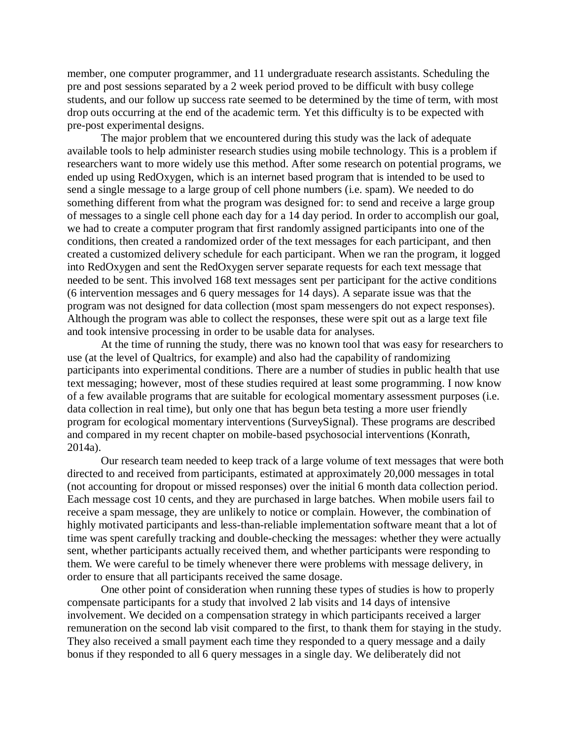member, one computer programmer, and 11 undergraduate research assistants. Scheduling the pre and post sessions separated by a 2 week period proved to be difficult with busy college students, and our follow up success rate seemed to be determined by the time of term, with most drop outs occurring at the end of the academic term. Yet this difficulty is to be expected with pre-post experimental designs.

The major problem that we encountered during this study was the lack of adequate available tools to help administer research studies using mobile technology. This is a problem if researchers want to more widely use this method. After some research on potential programs, we ended up using RedOxygen, which is an internet based program that is intended to be used to send a single message to a large group of cell phone numbers (i.e. spam). We needed to do something different from what the program was designed for: to send and receive a large group of messages to a single cell phone each day for a 14 day period. In order to accomplish our goal, we had to create a computer program that first randomly assigned participants into one of the conditions, then created a randomized order of the text messages for each participant, and then created a customized delivery schedule for each participant. When we ran the program, it logged into RedOxygen and sent the RedOxygen server separate requests for each text message that needed to be sent. This involved 168 text messages sent per participant for the active conditions (6 intervention messages and 6 query messages for 14 days). A separate issue was that the program was not designed for data collection (most spam messengers do not expect responses). Although the program was able to collect the responses, these were spit out as a large text file and took intensive processing in order to be usable data for analyses.

At the time of running the study, there was no known tool that was easy for researchers to use (at the level of Qualtrics, for example) and also had the capability of randomizing participants into experimental conditions. There are a number of studies in public health that use text messaging; however, most of these studies required at least some programming. I now know of a few available programs that are suitable for ecological momentary assessment purposes (i.e. data collection in real time), but only one that has begun beta testing a more user friendly program for ecological momentary interventions (SurveySignal). These programs are described and compared in my recent chapter on mobile-based psychosocial interventions (Konrath, 2014a).

Our research team needed to keep track of a large volume of text messages that were both directed to and received from participants, estimated at approximately 20,000 messages in total (not accounting for dropout or missed responses) over the initial 6 month data collection period. Each message cost 10 cents, and they are purchased in large batches. When mobile users fail to receive a spam message, they are unlikely to notice or complain. However, the combination of highly motivated participants and less-than-reliable implementation software meant that a lot of time was spent carefully tracking and double-checking the messages: whether they were actually sent, whether participants actually received them, and whether participants were responding to them. We were careful to be timely whenever there were problems with message delivery, in order to ensure that all participants received the same dosage.

One other point of consideration when running these types of studies is how to properly compensate participants for a study that involved 2 lab visits and 14 days of intensive involvement. We decided on a compensation strategy in which participants received a larger remuneration on the second lab visit compared to the first, to thank them for staying in the study. They also received a small payment each time they responded to a query message and a daily bonus if they responded to all 6 query messages in a single day. We deliberately did not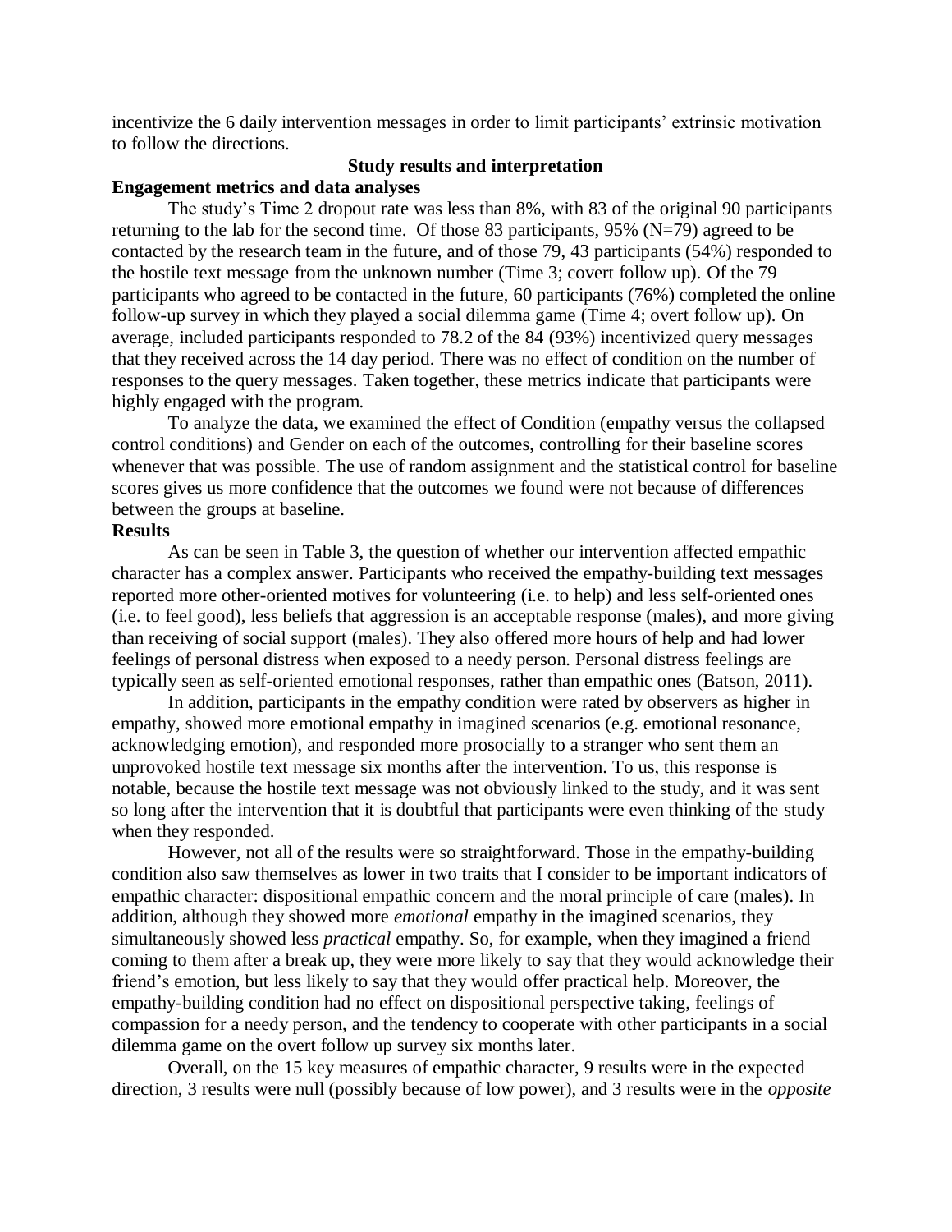incentivize the 6 daily intervention messages in order to limit participants' extrinsic motivation to follow the directions.

## Study results and interpretation

### Engagement metrics and data analyses

The study's Time 2 dropout rate was less than 8%, with 83 of the original 90 participants returning to the lab for the second time. Of those 83 participants, 95% (N=79) agreed to be contacted by the research team in the future, and of those 79, 43 participants (54%) responded to the hostile text message from the unknown number (Time 3; covert follow up). Of the 79 participants who agreed to be contacted in the future, 60 participants (76%) completed the online follow-up survey in which they played a social dilemma game (Time 4; overt follow up). On average, included participants responded to 78.2 of the 84 (93%) incentivized query messages that they received across the 14 day period. There was no effect of condition on the number of responses to the query messages. Taken together, these metrics indicate that participants were highly engaged with the program.

To analyze the data, we examined the effect of Condition (empathy versus the collapsed control conditions) and Gender on each of the outcomes, controlling for their baseline scores whenever that was possible. The use of random assignment and the statistical control for baseline scores gives us more confidence that the outcomes we found were not because of differences between the groups at baseline.

### Results

As can be seen in Table 3, the question of whether our intervention affected empathic character has a complex answer. Participants who received the empathy-building text messages reported more other-oriented motives for volunteering (i.e. to help) and less self-oriented ones (i.e. to feel good), less beliefs that aggression is an acceptable response (males), and more giving than receiving of social support (males). They also offered more hours of help and had lower feelings of personal distress when exposed to a needy person. Personal distress feelings are typically seen as self-oriented emotional responses, rather than empathic ones (Batson, 2011).

In addition, participants in the empathy condition were rated by observers as higher in empathy, showed more emotional empathy in imagined scenarios (e.g. emotional resonance, acknowledging emotion), and responded more prosocially to a stranger who sent them an unprovoked hostile text message six months after the intervention. To us, this response is notable, because the hostile text message was not obviously linked to the study, and it was sent so long after the intervention that it is doubtful that participants were even thinking of the study when they responded.

However, not all of the results were so straightforward. Those in the empathy-building condition also saw themselves as lower in two traits that I consider to be important indicators of empathic character: dispositional empathic concern and the moral principle of care (males). In addition, although they showed more *emotional* empathy in the imagined scenarios, they simultaneously showed less *practical* empathy. So, for example, when they imagined a friend coming to them after a break up, they were more likely to say that they would acknowledge their friend's emotion, but less likely to say that they would offer practical help. Moreover, the empathy-building condition had no effect on dispositional perspective taking, feelings of compassion for a needy person, and the tendency to cooperate with other participants in a social dilemma game on the overt follow up survey six months later.

Overall, on the 15 key measures of empathic character, 9 results were in the expected direction, 3 results were null (possibly because of low power), and 3 results were in the *opposite*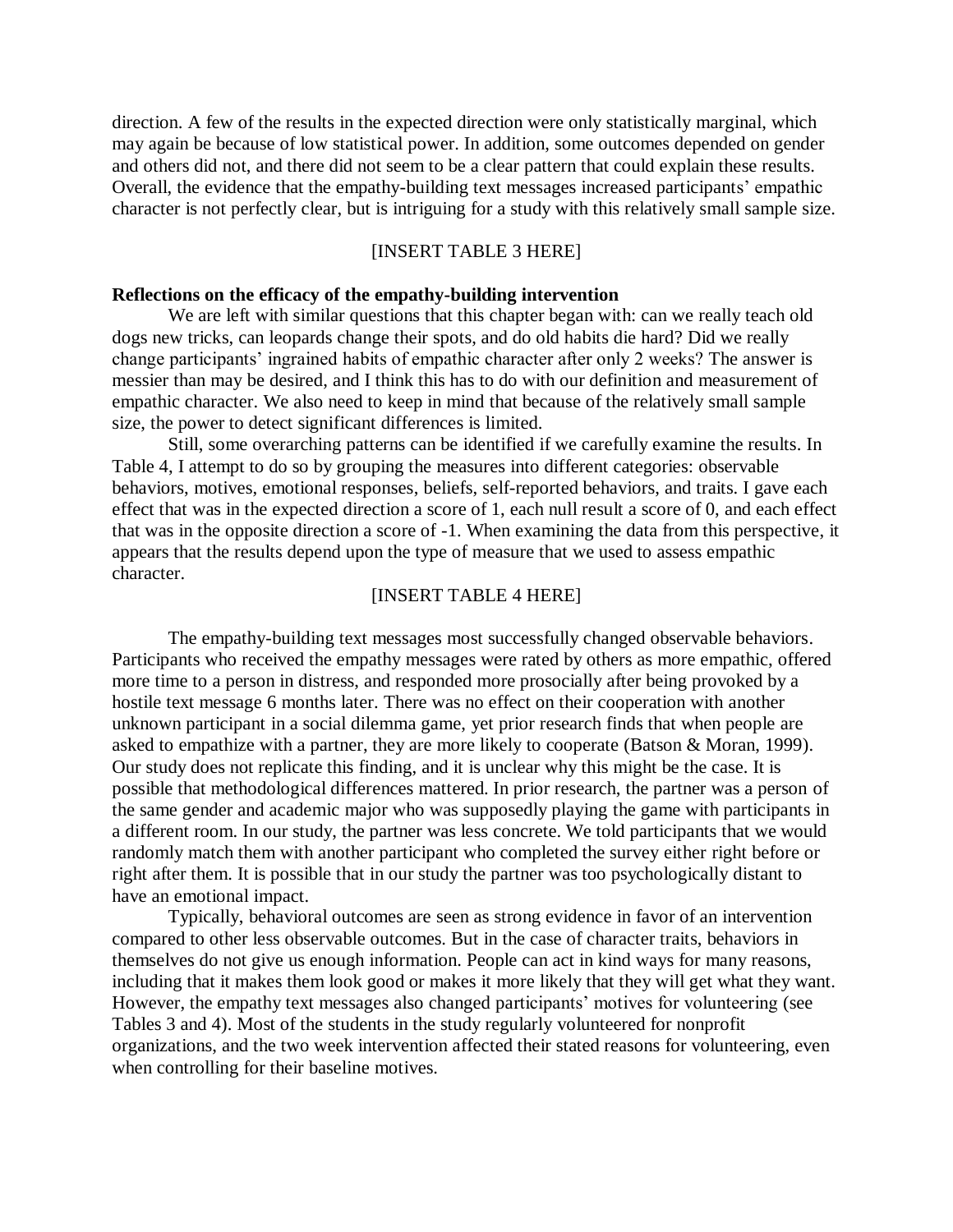direction. A few of the results in the expected direction were only statistically marginal, which may again be because of low statistical power. In addition, some outcomes depended on gender and others did not, and there did not seem to be a clear pattern that could explain these results. Overall, the evidence that the empathy-building text messages increased participants' empathic character is not perfectly clear, but is intriguing for a study with this relatively small sample size.

[INSERT TABLE 3 HERE]

**Reflections on the efficacy of the empathy-building intervention**

We are left with similar questions that this chapter began with: can we really teach old dogs new tricks, can leopards change their spots, and do old habits die hard? Did we really change participants' ingrained habits of empathic character after only 2 weeks? The answer is messier than may be desired, and I think this has to do with our definition and measurement of empathic character. We also need to keep in mind that because of the relatively small sample size, the power to detect significant differences is limited.

Still, some overarching patterns can be identified if we carefully examine the results. In Table 4, I attempt to do so by grouping the measures into different categories: observable behaviors, motives, emotional responses, beliefs, self-reported behaviors, and traits. I gave each effect that was in the expected direction a score of 1, each null result a score of 0, and each effect that was in the opposite direction a score of -1. When examining the data from this perspective, it appears that the results depend upon the type of measure that we used to assess empathic character.

[INSERT TABLE 4 HERE]

The empathy-building text messages most successfully changed observable behaviors. Participants who received the empathy messages were rated by others as more empathic, offered more time to a person in distress, and responded more prosocially after being provoked by a hostile text message 6 months later. There was no effect on their cooperation with another unknown participant in a social dilemma game, yet prior research finds that when people are asked to empathize with a partner, they are more likely to cooperate (Batson & Moran, 1999). Our study does not replicate this finding, and it is unclear why this might be the case. It is possible that methodological differences mattered. In prior research, the partner was a person of the same gender and academic major who was supposedly playing the game with participants in a different room. In our study, the partner was less concrete. We told participants that we would randomly match them with another participant who completed the survey either right before or right after them. It is possible that in our study the partner was too psychologically distant to have an emotional impact.

Typically, behavioral outcomes are seen as strong evidence in favor of an intervention compared to other less observable outcomes. But in the case of character traits, behaviors in themselves do not give us enough information. People can act in kind ways for many reasons, including that it makes them look good or makes it more likely that they will get what they want. However, the empathy text messages also changed participants' motives for volunteering (see Tables 3 and 4). Most of the students in the study regularly volunteered for nonprofit organizations, and the two week intervention affected their stated reasons for volunteering, even when controlling for their baseline motives.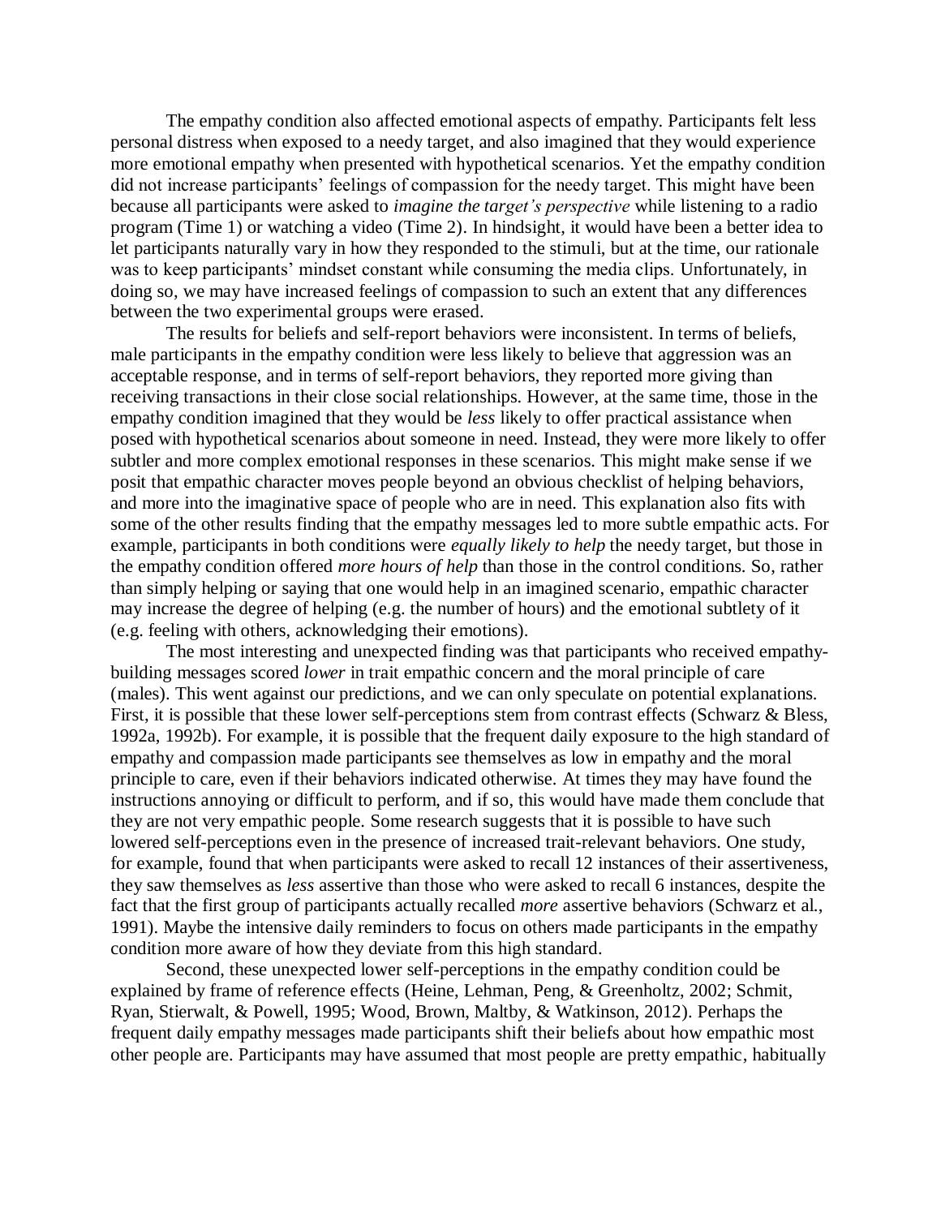The empathy condition also affected emotional aspects of empathy. Participants felt less personal distress when exposed to a needy target, and also imagined that they would experience more emotional empathy when presented with hypothetical scenarios. Yet the empathy condition did not increase participants' feelings of compassion for the needy target. This might have been because all participants were asked to *imagine the target's perspective* while listening to a radio program (Time 1) or watching a video (Time 2). In hindsight, it would have been a better idea to let participants naturally vary in how they responded to the stimuli, but at the time, our rationale was to keep participants' mindset constant while consuming the media clips. Unfortunately, in doing so, we may have increased feelings of compassion to such an extent that any differences between the two experimental groups were erased.

The results for beliefs and self-report behaviors were inconsistent. In terms of beliefs, male participants in the empathy condition were less likely to believe that aggression was an acceptable response, and in terms of self-report behaviors, they reported more giving than receiving transactions in their close social relationships. However, at the same time, those in the empathy condition imagined that they would be *less* likely to offer practical assistance when posed with hypothetical scenarios about someone in need. Instead, they were more likely to offer subtler and more complex emotional responses in these scenarios. This might make sense if we posit that empathic character moves people beyond an obvious checklist of helping behaviors, and more into the imaginative space of people who are in need. This explanation also fits with some of the other results finding that the empathy messages led to more subtle empathic acts. For example, participants in both conditions were *equally likely to help* the needy target, but those in the empathy condition offered *more hours of help* than those in the control conditions. So, rather than simply helping or saying that one would help in an imagined scenario, empathic character may increase the degree of helping (e.g. the number of hours) and the emotional subtlety of it (e.g. feeling with others, acknowledging their emotions).

The most interesting and unexpected finding was that participants who received empathy-building messages scored *lower* in trait empathic concern and the moral principle of care (males). This went against our predictions, and we can only speculate on potential explanations. First, it is possible that these lower self-perceptions stem from contrast effects (Schwarz & Bless, 1992a, 1992b). For example, it is possible that the frequent daily exposure to the high standard of empathy and compassion made participants see themselves as low in empathy and the moral principle to care, even if their behaviors indicated otherwise. At times they may have found the instructions annoying or difficult to perform, and if so, this would have made them conclude that they are not very empathic people. Some research suggests that it is possible to have such lowered self-perceptions even in the presence of increased trait-relevant behaviors. One study, for example, found that when participants were asked to recall 12 instances of their assertiveness, they saw themselves as *less* assertive than those who were asked to recall 6 instances, despite the fact that the first group of participants actually recalled *more* assertive behaviors (Schwarz et al., 1991). Maybe the intensive daily reminders to focus on others made participants in the empathy condition more aware of how they deviate from this high standard.

Second, these unexpected lower self-perceptions in the empathy condition could be explained by frame of reference effects (Heine, Lehman, Peng, & Greenholtz, 2002; Schmit, Ryan, Stierwalt, & Powell, 1995; Wood, Brown, Maltby, & Watkinson, 2012). Perhaps the frequent daily empathy messages made participants shift their beliefs about how empathic most other people are. Participants may have assumed that most people are pretty empathic, habitually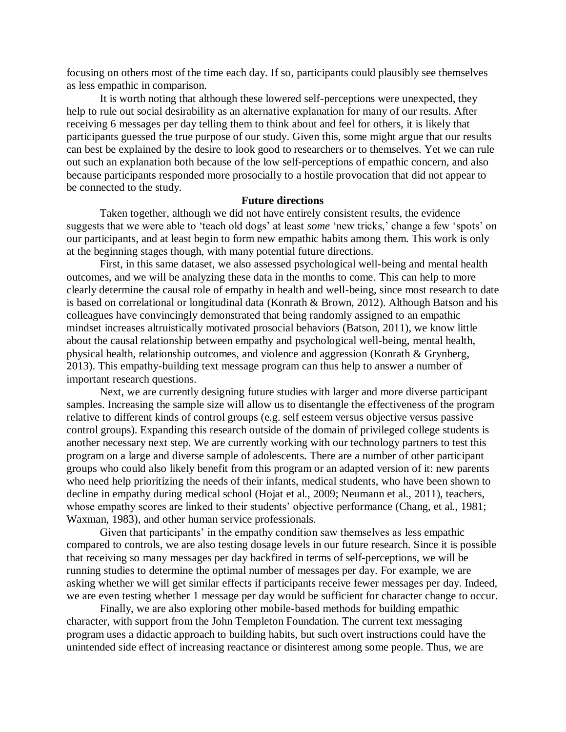focusing on others most of the time each day. If so, participants could plausibly see themselves as less empathic in comparison.

It is worth noting that although these lowered self-perceptions were unexpected, they help to rule out social desirability as an alternative explanation for many of our results. After receiving 6 messages per day telling them to think about and feel for others, it is likely that participants guessed the true purpose of our study. Given this, some might argue that our results can best be explained by the desire to look good to researchers or to themselves. Yet we can rule out such an explanation both because of the low self-perceptions of empathic concern, and also because participants responded more prosocially to a hostile provocation that did not appear to be connected to the study.

## Future directions

Taken together, although we did not have entirely consistent results, the evidence suggests that we were able to 'teach old dogs' at least *some* 'new tricks,' change a few 'spots' on our participants, and at least begin to form new empathic habits among them. This work is only at the beginning stages though, with many potential future directions.

First, in this same dataset, we also assessed psychological well-being and mental health outcomes, and we will be analyzing these data in the months to come. This can help to more clearly determine the causal role of empathy in health and well-being, since most research to date is based on correlational or longitudinal data (Konrath & Brown, 2012). Although Batson and his colleagues have convincingly demonstrated that being randomly assigned to an empathic mindset increases altruistically motivated prosocial behaviors (Batson, 2011), we know little about the causal relationship between empathy and psychological well-being, mental health, physical health, relationship outcomes, and violence and aggression (Konrath & Grynberg, 2013). This empathy-building text message program can thus help to answer a number of important research questions.

Next, we are currently designing future studies with larger and more diverse participant samples. Increasing the sample size will allow us to disentangle the effectiveness of the program relative to different kinds of control groups (e.g. self esteem versus objective versus passive control groups). Expanding this research outside of the domain of privileged college students is another necessary next step. We are currently working with our technology partners to test this program on a large and diverse sample of adolescents. There are a number of other participant groups who could also likely benefit from this program or an adapted version of it: new parents who need help prioritizing the needs of their infants, medical students, who have been shown to decline in empathy during medical school (Hojat et al., 2009; Neumann et al., 2011), teachers, whose empathy scores are linked to their students' objective performance (Chang, et al., 1981; Waxman, 1983), and other human service professionals.

Given that participants' in the empathy condition saw themselves as less empathic compared to controls, we are also testing dosage levels in our future research. Since it is possible that receiving so many messages per day backfired in terms of self-perceptions, we will be running studies to determine the optimal number of messages per day. For example, we are asking whether we will get similar effects if participants receive fewer messages per day. Indeed, we are even testing whether 1 message per day would be sufficient for character change to occur.

Finally, we are also exploring other mobile-based methods for building empathic character, with support from the John Templeton Foundation. The current text messaging program uses a didactic approach to building habits, but such overt instructions could have the unintended side effect of increasing reactance or disinterest among some people. Thus, we are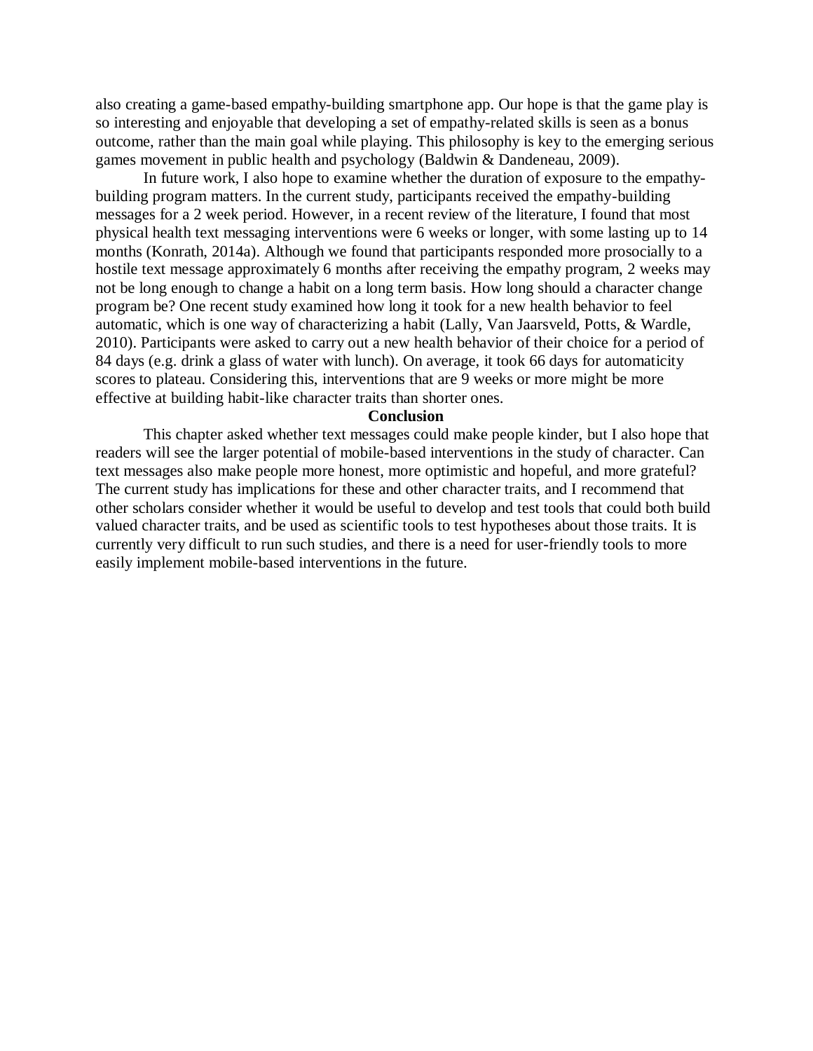also creating a game-based empathy-building smartphone app. Our hope is that the game play is so interesting and enjoyable that developing a set of empathy-related skills is seen as a bonus outcome, rather than the main goal while playing. This philosophy is key to the emerging serious games movement in public health and psychology (Baldwin & Dandeneau, 2009).

In future work, I also hope to examine whether the duration of exposure to the empathy-building program matters. In the current study, participants received the empathy-building messages for a 2 week period. However, in a recent review of the literature, I found that most physical health text messaging interventions were 6 weeks or longer, with some lasting up to 14 months (Konrath, 2014a). Although we found that participants responded more prosocially to a hostile text message approximately 6 months after receiving the empathy program, 2 weeks may not be long enough to change a habit on a long term basis. How long should a character change program be? One recent study examined how long it took for a new health behavior to feel automatic, which is one way of characterizing a habit (Lally, Van Jaarsveld, Potts, & Wardle, 2010). Participants were asked to carry out a new health behavior of their choice for a period of 84 days (e.g. drink a glass of water with lunch). On average, it took 66 days for automaticity scores to plateau. Considering this, interventions that are 9 weeks or more might be more effective at building habit-like character traits than shorter ones.

## Conclusion

This chapter asked whether text messages could make people kinder, but I also hope that readers will see the larger potential of mobile-based interventions in the study of character. Can text messages also make people more honest, more optimistic and hopeful, and more grateful? The current study has implications for these and other character traits, and I recommend that other scholars consider whether it would be useful to develop and test tools that could both build valued character traits, and be used as scientific tools to test hypotheses about those traits. It is currently very difficult to run such studies, and there is a need for user-friendly tools to more easily implement mobile-based interventions in the future.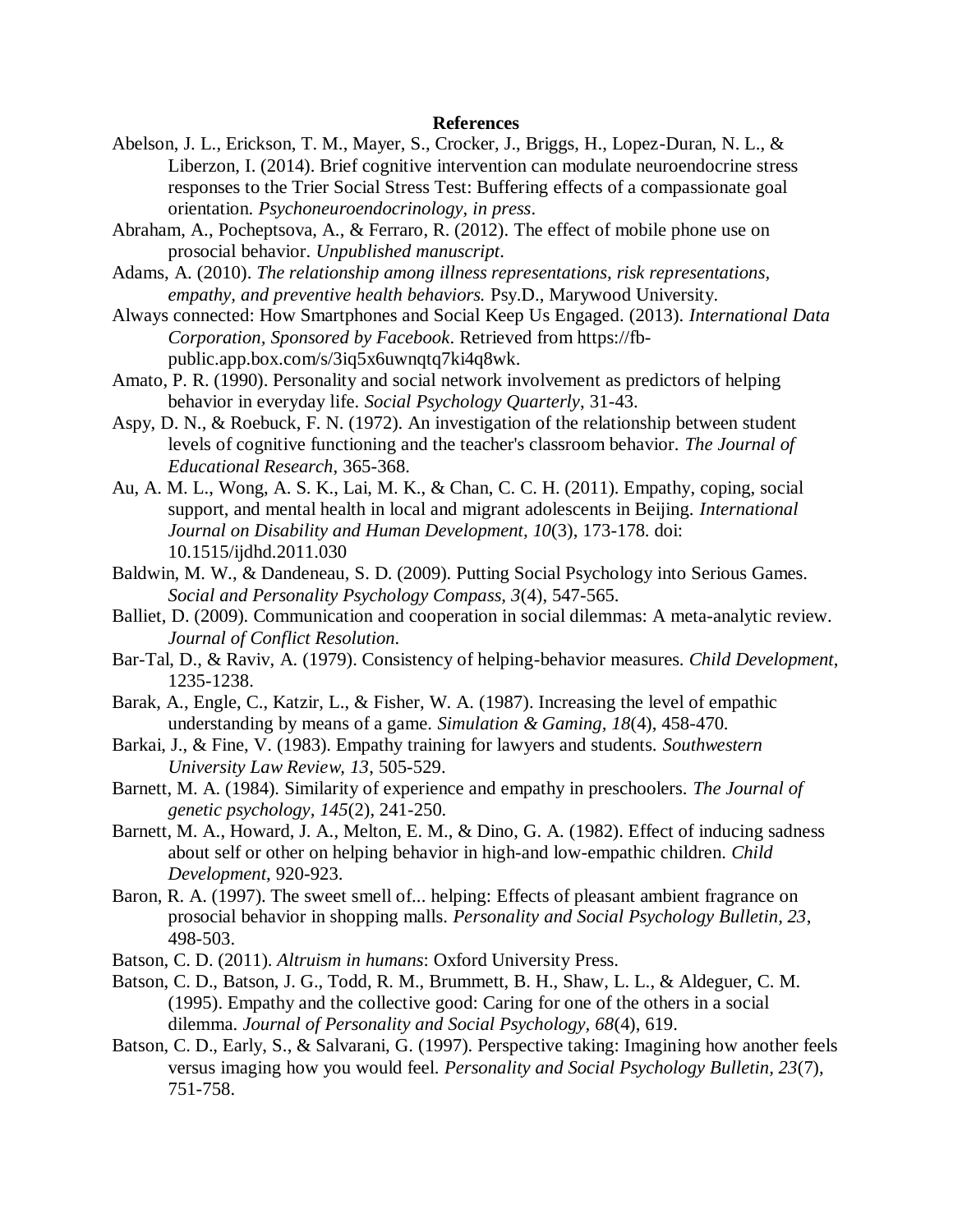## References

Abelson, J. L., Erickson, T. M., Mayer, S., Crocker, J., Briggs, H., Lopez-Duran, N. L., & Liberzon, I. (2014). Brief cognitive intervention can modulate neuroendocrine stress responses to the Trier Social Stress Test: Buffering effects of a compassionate goal orientation. *Psychoneuroendocrinology, in press*.

Abraham, A., Pocheptsova, A., & Ferraro, R. (2012). The effect of mobile phone use on prosocial behavior. *Unpublished manuscript*.

Adams, A. (2010). *The relationship among illness representations, risk representations, empathy, and preventive health behaviors.* Psy.D., Marywood University.

Always connected: How Smartphones and Social Keep Us Engaged. (2013). *International Data Corporation, Sponsored by Facebook*. Retrieved from https://fb-public.app.box.com/s/3iq5x6uwnqtq7ki4q8wk.

Amato, P. R. (1990). Personality and social network involvement as predictors of helping behavior in everyday life. *Social Psychology Quarterly*, 31-43.

Aspy, D. N., & Roebuck, F. N. (1972). An investigation of the relationship between student levels of cognitive functioning and the teacher's classroom behavior. *The Journal of Educational Research*, 365-368.

Au, A. M. L., Wong, A. S. K., Lai, M. K., & Chan, C. C. H. (2011). Empathy, coping, social support, and mental health in local and migrant adolescents in Beijing. *International Journal on Disability and Human Development, 10*(3), 173-178. doi: 10.1515/ijdhd.2011.030

Baldwin, M. W., & Dandeneau, S. D. (2009). Putting Social Psychology into Serious Games. *Social and Personality Psychology Compass, 3*(4), 547-565.

Balliet, D. (2009). Communication and cooperation in social dilemmas: A meta-analytic review. *Journal of Conflict Resolution*.

Bar-Tal, D., & Raviv, A. (1979). Consistency of helping-behavior measures. *Child Development*, 1235-1238.

Barak, A., Engle, C., Katzir, L., & Fisher, W. A. (1987). Increasing the level of empathic understanding by means of a game. *Simulation & Gaming, 18*(4), 458-470.

Barkai, J., & Fine, V. (1983). Empathy training for lawyers and students. *Southwestern University Law Review, 13*, 505-529.

Barnett, M. A. (1984). Similarity of experience and empathy in preschoolers. *The Journal of genetic psychology, 145*(2), 241-250.

Barnett, M. A., Howard, J. A., Melton, E. M., & Dino, G. A. (1982). Effect of inducing sadness about self or other on helping behavior in high-and low-empathic children. *Child Development*, 920-923.

Baron, R. A. (1997). The sweet smell of... helping: Effects of pleasant ambient fragrance on prosocial behavior in shopping malls. *Personality and Social Psychology Bulletin, 23*, 498-503.

Batson, C. D. (2011). *Altruism in humans*: Oxford University Press.

Batson, C. D., Batson, J. G., Todd, R. M., Brummett, B. H., Shaw, L. L., & Aldeguer, C. M. (1995). Empathy and the collective good: Caring for one of the others in a social dilemma. *Journal of Personality and Social Psychology, 68*(4), 619.

Batson, C. D., Early, S., & Salvarani, G. (1997). Perspective taking: Imagining how another feels versus imaging how you would feel. *Personality and Social Psychology Bulletin, 23*(7), 751-758.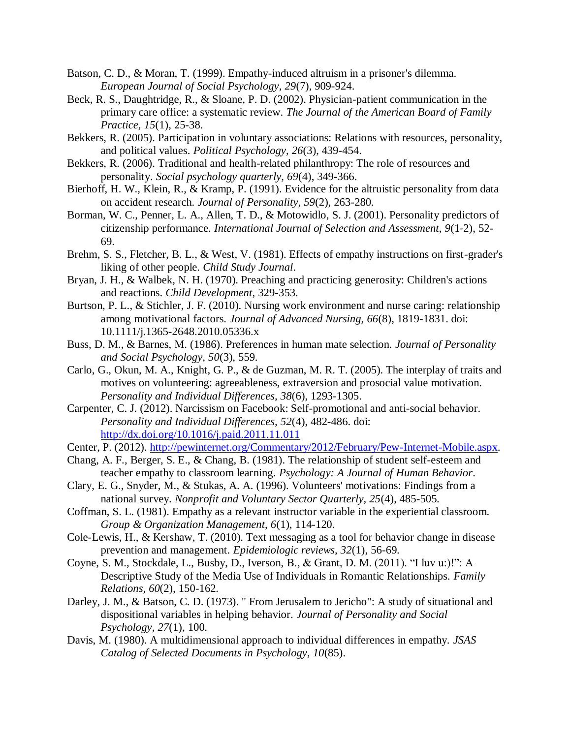Batson, C. D., & Moran, T. (1999). Empathy-induced altruism in a prisoner's dilemma. *European Journal of Social Psychology, 29*(7), 909-924.

Beck, R. S., Daughtridge, R., & Sloane, P. D. (2002). Physician-patient communication in the primary care office: a systematic review. *The Journal of the American Board of Family Practice, 15*(1), 25-38.

Bekkers, R. (2005). Participation in voluntary associations: Relations with resources, personality, and political values. *Political Psychology, 26*(3), 439-454.

Bekkers, R. (2006). Traditional and health-related philanthropy: The role of resources and personality. *Social psychology quarterly, 69*(4), 349-366.

Bierhoff, H. W., Klein, R., & Kramp, P. (1991). Evidence for the altruistic personality from data on accident research. *Journal of Personality, 59*(2), 263-280.

Borman, W. C., Penner, L. A., Allen, T. D., & Motowidlo, S. J. (2001). Personality predictors of citizenship performance. *International Journal of Selection and Assessment, 9*(1-2), 52-69.

Brehm, S. S., Fletcher, B. L., & West, V. (1981). Effects of empathy instructions on first-grader's liking of other people. *Child Study Journal*.

Bryan, J. H., & Walbek, N. H. (1970). Preaching and practicing generosity: Children's actions and reactions. *Child Development*, 329-353.

Burtson, P. L., & Stichler, J. F. (2010). Nursing work environment and nurse caring: relationship among motivational factors. *Journal of Advanced Nursing, 66*(8), 1819-1831. doi: 10.1111/j.1365-2648.2010.05336.x

Buss, D. M., & Barnes, M. (1986). Preferences in human mate selection. *Journal of Personality and Social Psychology, 50*(3), 559.

Carlo, G., Okun, M. A., Knight, G. P., & de Guzman, M. R. T. (2005). The interplay of traits and motives on volunteering: agreeableness, extraversion and prosocial value motivation. *Personality and Individual Differences, 38*(6), 1293-1305.

Carpenter, C. J. (2012). Narcissism on Facebook: Self-promotional and anti-social behavior. *Personality and Individual Differences, 52*(4), 482-486. doi: http://dx.doi.org/10.1016/j.paid.2011.11.011

Center, P. (2012). http://pewinternet.org/Commentary/2012/February/Pew-Internet-Mobile.aspx.

Chang, A. F., Berger, S. E., & Chang, B. (1981). The relationship of student self-esteem and teacher empathy to classroom learning. *Psychology: A Journal of Human Behavior*.

Clary, E. G., Snyder, M., & Stukas, A. A. (1996). Volunteers' motivations: Findings from a national survey. *Nonprofit and Voluntary Sector Quarterly, 25*(4), 485-505.

Coffman, S. L. (1981). Empathy as a relevant instructor variable in the experiential classroom. *Group & Organization Management, 6*(1), 114-120.

Cole-Lewis, H., & Kershaw, T. (2010). Text messaging as a tool for behavior change in disease prevention and management. *Epidemiologic reviews, 32*(1), 56-69.

Coyne, S. M., Stockdale, L., Busby, D., Iverson, B., & Grant, D. M. (2011). "I luv u:)!": A Descriptive Study of the Media Use of Individuals in Romantic Relationships. *Family Relations, 60*(2), 150-162.

Darley, J. M., & Batson, C. D. (1973). " From Jerusalem to Jericho": A study of situational and dispositional variables in helping behavior. *Journal of Personality and Social Psychology, 27*(1), 100.

Davis, M. (1980). A multidimensional approach to individual differences in empathy. *JSAS Catalog of Selected Documents in Psychology, 10*(85).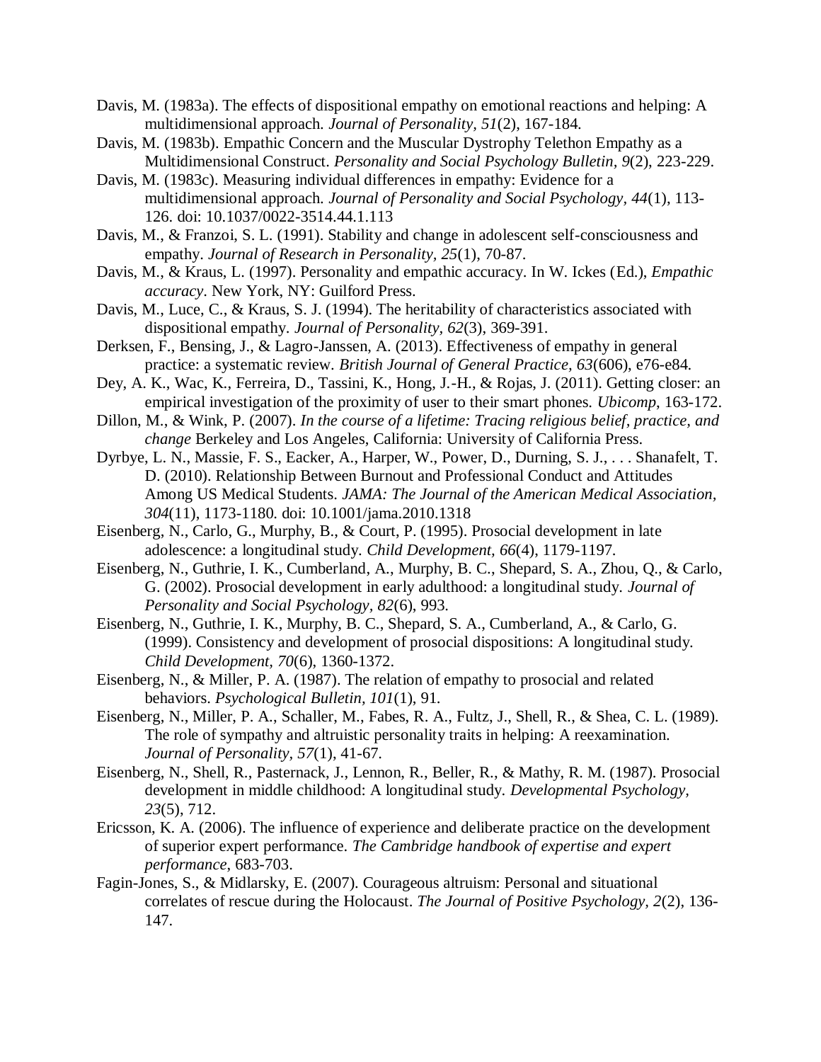Davis, M. (1983a). The effects of dispositional empathy on emotional reactions and helping: A multidimensional approach. *Journal of Personality, 51*(2), 167-184.

Davis, M. (1983b). Empathic Concern and the Muscular Dystrophy Telethon Empathy as a Multidimensional Construct. *Personality and Social Psychology Bulletin, 9*(2), 223-229.

Davis, M. (1983c). Measuring individual differences in empathy: Evidence for a multidimensional approach. *Journal of Personality and Social Psychology, 44*(1), 113-126. doi: 10.1037/0022-3514.44.1.113

Davis, M., & Franzoi, S. L. (1991). Stability and change in adolescent self-consciousness and empathy. *Journal of Research in Personality, 25*(1), 70-87.

Davis, M., & Kraus, L. (1997). Personality and empathic accuracy. In W. Ickes (Ed.), *Empathic accuracy*. New York, NY: Guilford Press.

Davis, M., Luce, C., & Kraus, S. J. (1994). The heritability of characteristics associated with dispositional empathy. *Journal of Personality, 62*(3), 369-391.

Derksen, F., Bensing, J., & Lagro-Janssen, A. (2013). Effectiveness of empathy in general practice: a systematic review. *British Journal of General Practice, 63*(606), e76-e84.

Dey, A. K., Wac, K., Ferreira, D., Tassini, K., Hong, J.-H., & Rojas, J. (2011). Getting closer: an empirical investigation of the proximity of user to their smart phones. *Ubicomp*, 163-172.

Dillon, M., & Wink, P. (2007). *In the course of a lifetime: Tracing religious belief, practice, and change* Berkeley and Los Angeles, California: University of California Press.

Dyrbye, L. N., Massie, F. S., Eacker, A., Harper, W., Power, D., Durning, S. J., . . . Shanafelt, T. D. (2010). Relationship Between Burnout and Professional Conduct and Attitudes Among US Medical Students. *JAMA: The Journal of the American Medical Association, 304*(11), 1173-1180. doi: 10.1001/jama.2010.1318

Eisenberg, N., Carlo, G., Murphy, B., & Court, P. (1995). Prosocial development in late adolescence: a longitudinal study. *Child Development, 66*(4), 1179-1197.

Eisenberg, N., Guthrie, I. K., Cumberland, A., Murphy, B. C., Shepard, S. A., Zhou, Q., & Carlo, G. (2002). Prosocial development in early adulthood: a longitudinal study. *Journal of Personality and Social Psychology, 82*(6), 993.

Eisenberg, N., Guthrie, I. K., Murphy, B. C., Shepard, S. A., Cumberland, A., & Carlo, G. (1999). Consistency and development of prosocial dispositions: A longitudinal study. *Child Development, 70*(6), 1360-1372.

Eisenberg, N., & Miller, P. A. (1987). The relation of empathy to prosocial and related behaviors. *Psychological Bulletin, 101*(1), 91.

Eisenberg, N., Miller, P. A., Schaller, M., Fabes, R. A., Fultz, J., Shell, R., & Shea, C. L. (1989). The role of sympathy and altruistic personality traits in helping: A reexamination. *Journal of Personality, 57*(1), 41-67.

Eisenberg, N., Shell, R., Pasternack, J., Lennon, R., Beller, R., & Mathy, R. M. (1987). Prosocial development in middle childhood: A longitudinal study. *Developmental Psychology, 23*(5), 712.

Ericsson, K. A. (2006). The influence of experience and deliberate practice on the development of superior expert performance. *The Cambridge handbook of expertise and expert performance*, 683-703.

Fagin-Jones, S., & Midlarsky, E. (2007). Courageous altruism: Personal and situational correlates of rescue during the Holocaust. *The Journal of Positive Psychology, 2*(2), 136-147.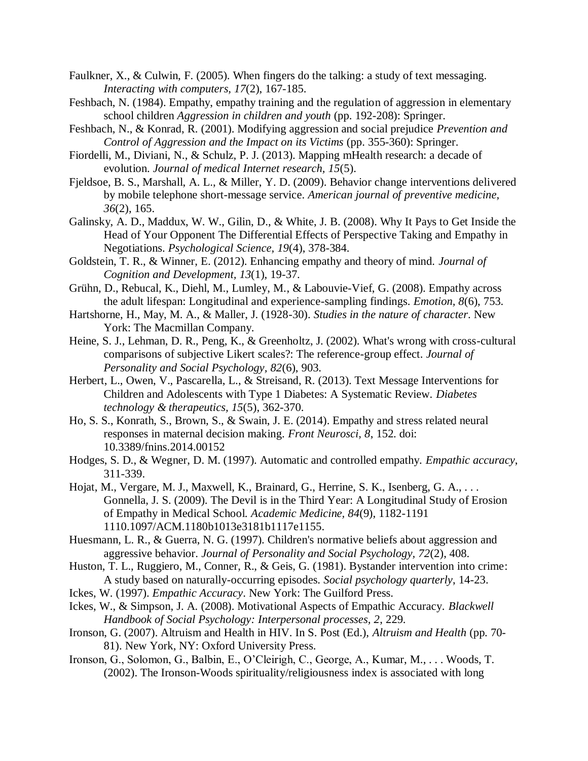Faulkner, X., & Culwin, F. (2005). When fingers do the talking: a study of text messaging. *Interacting with computers, 17*(2), 167-185.

Feshbach, N. (1984). Empathy, empathy training and the regulation of aggression in elementary school children *Aggression in children and youth* (pp. 192-208): Springer.

Feshbach, N., & Konrad, R. (2001). Modifying aggression and social prejudice *Prevention and Control of Aggression and the Impact on its Victims* (pp. 355-360): Springer.

Fiordelli, M., Diviani, N., & Schulz, P. J. (2013). Mapping mHealth research: a decade of evolution. *Journal of medical Internet research, 15*(5).

Fjeldsoe, B. S., Marshall, A. L., & Miller, Y. D. (2009). Behavior change interventions delivered by mobile telephone short-message service. *American journal of preventive medicine, 36*(2), 165.

Galinsky, A. D., Maddux, W. W., Gilin, D., & White, J. B. (2008). Why It Pays to Get Inside the Head of Your Opponent The Differential Effects of Perspective Taking and Empathy in Negotiations. *Psychological Science, 19*(4), 378-384.

Goldstein, T. R., & Winner, E. (2012). Enhancing empathy and theory of mind. *Journal of Cognition and Development, 13*(1), 19-37.

Grühn, D., Rebucal, K., Diehl, M., Lumley, M., & Labouvie-Vief, G. (2008). Empathy across the adult lifespan: Longitudinal and experience-sampling findings. *Emotion, 8*(6), 753.

Hartshorne, H., May, M. A., & Maller, J. (1928-30). *Studies in the nature of character*. New York: The Macmillan Company.

Heine, S. J., Lehman, D. R., Peng, K., & Greenholtz, J. (2002). What's wrong with cross-cultural comparisons of subjective Likert scales?: The reference-group effect. *Journal of Personality and Social Psychology, 82*(6), 903.

Herbert, L., Owen, V., Pascarella, L., & Streisand, R. (2013). Text Message Interventions for Children and Adolescents with Type 1 Diabetes: A Systematic Review. *Diabetes technology & therapeutics, 15*(5), 362-370.

Ho, S. S., Konrath, S., Brown, S., & Swain, J. E. (2014). Empathy and stress related neural responses in maternal decision making. *Front Neurosci, 8*, 152. doi: 10.3389/fnins.2014.00152

Hodges, S. D., & Wegner, D. M. (1997). Automatic and controlled empathy. *Empathic accuracy*, 311-339.

Hojat, M., Vergare, M. J., Maxwell, K., Brainard, G., Herrine, S. K., Isenberg, G. A., . . . Gonnella, J. S. (2009). The Devil is in the Third Year: A Longitudinal Study of Erosion of Empathy in Medical School. *Academic Medicine, 84*(9), 1182-1191 1110.1097/ACM.1180b1013e3181b1117e1155.

Huesmann, L. R., & Guerra, N. G. (1997). Children's normative beliefs about aggression and aggressive behavior. *Journal of Personality and Social Psychology, 72*(2), 408.

Huston, T. L., Ruggiero, M., Conner, R., & Geis, G. (1981). Bystander intervention into crime: A study based on naturally-occurring episodes. *Social psychology quarterly*, 14-23.

Ickes, W. (1997). *Empathic Accuracy*. New York: The Guilford Press.

Ickes, W., & Simpson, J. A. (2008). Motivational Aspects of Empathic Accuracy. *Blackwell Handbook of Social Psychology: Interpersonal processes, 2*, 229.

Ironson, G. (2007). Altruism and Health in HIV. In S. Post (Ed.), *Altruism and Health* (pp. 70-81). New York, NY: Oxford University Press.

Ironson, G., Solomon, G., Balbin, E., O'Cleirigh, C., George, A., Kumar, M., . . . Woods, T. (2002). The Ironson-Woods spirituality/religiousness index is associated with long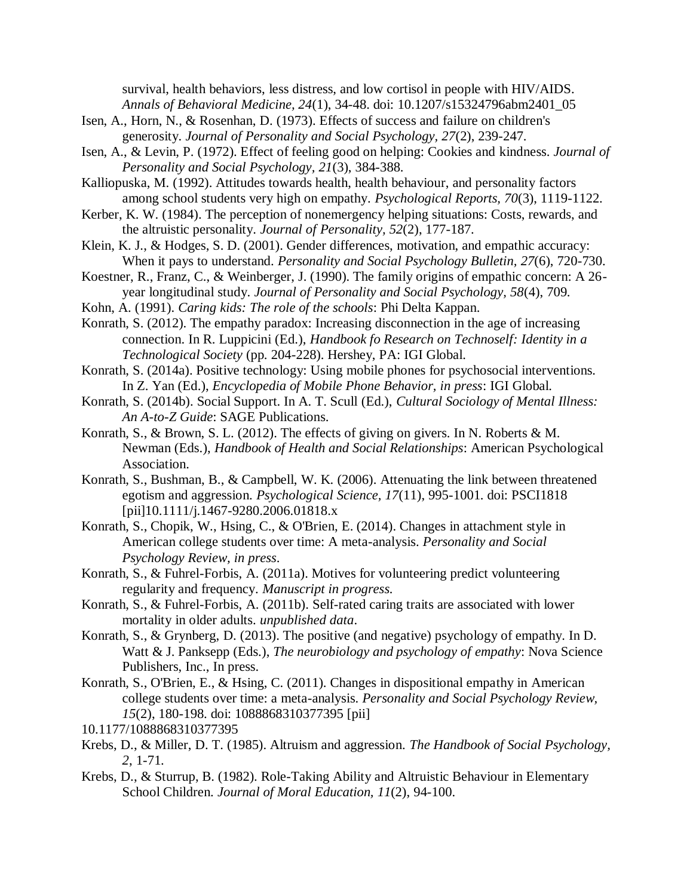survival, health behaviors, less distress, and low cortisol in people with HIV/AIDS. *Annals of Behavioral Medicine, 24*(1), 34-48. doi: 10.1207/s15324796abm2401_05

Isen, A., Horn, N., & Rosenhan, D. (1973). Effects of success and failure on children's generosity. *Journal of Personality and Social Psychology, 27*(2), 239-247.

Isen, A., & Levin, P. (1972). Effect of feeling good on helping: Cookies and kindness. *Journal of Personality and Social Psychology, 21*(3), 384-388.

Kalliopuska, M. (1992). Attitudes towards health, health behaviour, and personality factors among school students very high on empathy. *Psychological Reports, 70*(3), 1119-1122.

Kerber, K. W. (1984). The perception of nonemergency helping situations: Costs, rewards, and the altruistic personality. *Journal of Personality, 52*(2), 177-187.

Klein, K. J., & Hodges, S. D. (2001). Gender differences, motivation, and empathic accuracy: When it pays to understand. *Personality and Social Psychology Bulletin, 27*(6), 720-730.

Koestner, R., Franz, C., & Weinberger, J. (1990). The family origins of empathic concern: A 26-year longitudinal study. *Journal of Personality and Social Psychology, 58*(4), 709.

Kohn, A. (1991). *Caring kids: The role of the schools*: Phi Delta Kappan.

Konrath, S. (2012). The empathy paradox: Increasing disconnection in the age of increasing connection. In R. Luppicini (Ed.), *Handbook fo Research on Technoself: Identity in a Technological Society* (pp. 204-228). Hershey, PA: IGI Global.

Konrath, S. (2014a). Positive technology: Using mobile phones for psychosocial interventions. In Z. Yan (Ed.), *Encyclopedia of Mobile Phone Behavior, in press*: IGI Global.

Konrath, S. (2014b). Social Support. In A. T. Scull (Ed.), *Cultural Sociology of Mental Illness: An A-to-Z Guide*: SAGE Publications.

Konrath, S., & Brown, S. L. (2012). The effects of giving on givers. In N. Roberts & M. Newman (Eds.), *Handbook of Health and Social Relationships*: American Psychological Association.

Konrath, S., Bushman, B., & Campbell, W. K. (2006). Attenuating the link between threatened egotism and aggression. *Psychological Science, 17*(11), 995-1001. doi: PSCI1818 [pii]10.1111/j.1467-9280.2006.01818.x

Konrath, S., Chopik, W., Hsing, C., & O'Brien, E. (2014). Changes in attachment style in American college students over time: A meta-analysis. *Personality and Social Psychology Review, in press*.

Konrath, S., & Fuhrel-Forbis, A. (2011a). Motives for volunteering predict volunteering regularity and frequency. *Manuscript in progress.*

Konrath, S., & Fuhrel-Forbis, A. (2011b). Self-rated caring traits are associated with lower mortality in older adults. *unpublished data*.

Konrath, S., & Grynberg, D. (2013). The positive (and negative) psychology of empathy. In D. Watt & J. Panksepp (Eds.), *The neurobiology and psychology of empathy*: Nova Science Publishers, Inc., In press.

Konrath, S., O'Brien, E., & Hsing, C. (2011). Changes in dispositional empathy in American college students over time: a meta-analysis. *Personality and Social Psychology Review, 15*(2), 180-198. doi: 1088868310377395 [pii]

10.1177/1088868310377395

Krebs, D., & Miller, D. T. (1985). Altruism and aggression. *The Handbook of Social Psychology, 2*, 1-71.

Krebs, D., & Sturrup, B. (1982). Role-Taking Ability and Altruistic Behaviour in Elementary School Children. *Journal of Moral Education, 11*(2), 94-100.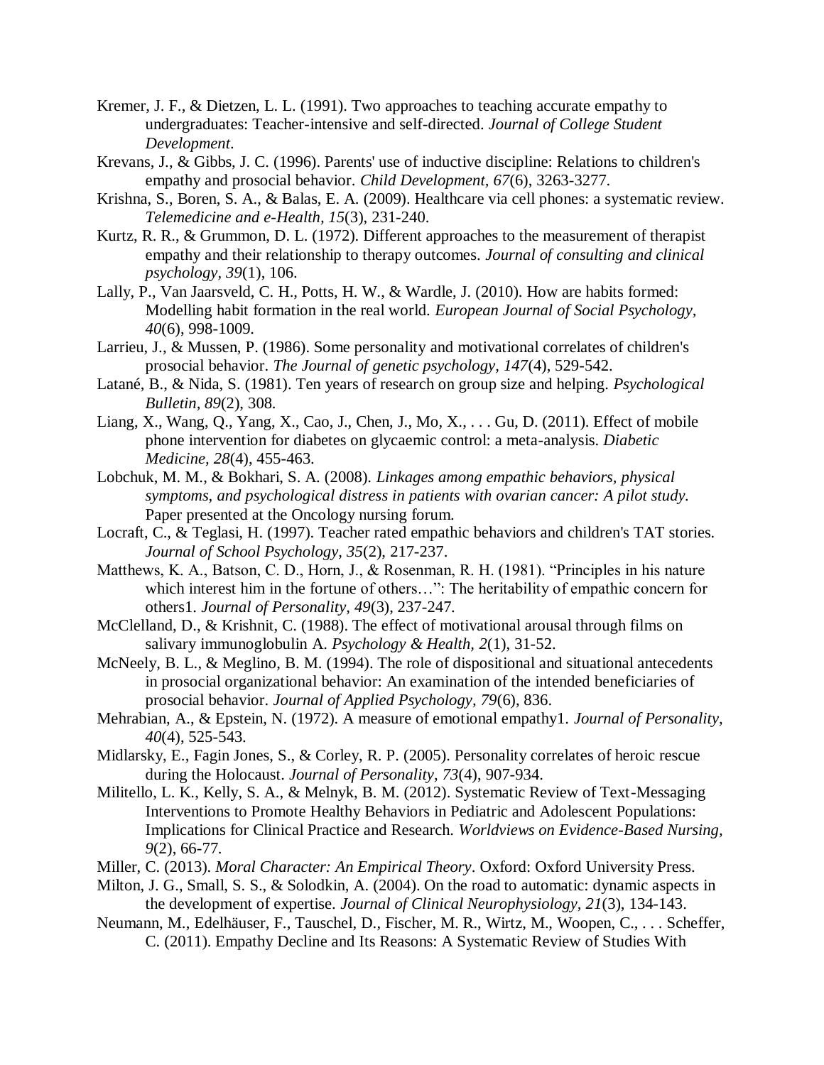Kremer, J. F., & Dietzen, L. L. (1991). Two approaches to teaching accurate empathy to undergraduates: Teacher-intensive and self-directed. *Journal of College Student Development*.

Krevans, J., & Gibbs, J. C. (1996). Parents' use of inductive discipline: Relations to children's empathy and prosocial behavior. *Child Development, 67*(6), 3263-3277.

Krishna, S., Boren, S. A., & Balas, E. A. (2009). Healthcare via cell phones: a systematic review. *Telemedicine and e-Health, 15*(3), 231-240.

Kurtz, R. R., & Grummon, D. L. (1972). Different approaches to the measurement of therapist empathy and their relationship to therapy outcomes. *Journal of consulting and clinical psychology, 39*(1), 106.

Lally, P., Van Jaarsveld, C. H., Potts, H. W., & Wardle, J. (2010). How are habits formed: Modelling habit formation in the real world. *European Journal of Social Psychology, 40*(6), 998-1009.

Larrieu, J., & Mussen, P. (1986). Some personality and motivational correlates of children's prosocial behavior. *The Journal of genetic psychology, 147*(4), 529-542.

Latané, B., & Nida, S. (1981). Ten years of research on group size and helping. *Psychological Bulletin, 89*(2), 308.

Liang, X., Wang, Q., Yang, X., Cao, J., Chen, J., Mo, X., . . . Gu, D. (2011). Effect of mobile phone intervention for diabetes on glycaemic control: a meta-analysis. *Diabetic Medicine, 28*(4), 455-463.

Lobchuk, M. M., & Bokhari, S. A. (2008). *Linkages among empathic behaviors, physical symptoms, and psychological distress in patients with ovarian cancer: A pilot study.* Paper presented at the Oncology nursing forum.

Locraft, C., & Teglasi, H. (1997). Teacher rated empathic behaviors and children's TAT stories. *Journal of School Psychology, 35*(2), 217-237.

Matthews, K. A., Batson, C. D., Horn, J., & Rosenman, R. H. (1981). "Principles in his nature which interest him in the fortune of others…": The heritability of empathic concern for others1. *Journal of Personality, 49*(3), 237-247.

McClelland, D., & Krishnit, C. (1988). The effect of motivational arousal through films on salivary immunoglobulin A. *Psychology & Health, 2*(1), 31-52.

McNeely, B. L., & Meglino, B. M. (1994). The role of dispositional and situational antecedents in prosocial organizational behavior: An examination of the intended beneficiaries of prosocial behavior. *Journal of Applied Psychology, 79*(6), 836.

Mehrabian, A., & Epstein, N. (1972). A measure of emotional empathy1. *Journal of Personality, 40*(4), 525-543.

Midlarsky, E., Fagin Jones, S., & Corley, R. P. (2005). Personality correlates of heroic rescue during the Holocaust. *Journal of Personality, 73*(4), 907-934.

Militello, L. K., Kelly, S. A., & Melnyk, B. M. (2012). Systematic Review of Text-Messaging Interventions to Promote Healthy Behaviors in Pediatric and Adolescent Populations: Implications for Clinical Practice and Research. *Worldviews on Evidence-Based Nursing, 9*(2), 66-77.

Miller, C. (2013). *Moral Character: An Empirical Theory*. Oxford: Oxford University Press.

Milton, J. G., Small, S. S., & Solodkin, A. (2004). On the road to automatic: dynamic aspects in the development of expertise. *Journal of Clinical Neurophysiology, 21*(3), 134-143.

Neumann, M., Edelhäuser, F., Tauschel, D., Fischer, M. R., Wirtz, M., Woopen, C., . . . Scheffer, C. (2011). Empathy Decline and Its Reasons: A Systematic Review of Studies With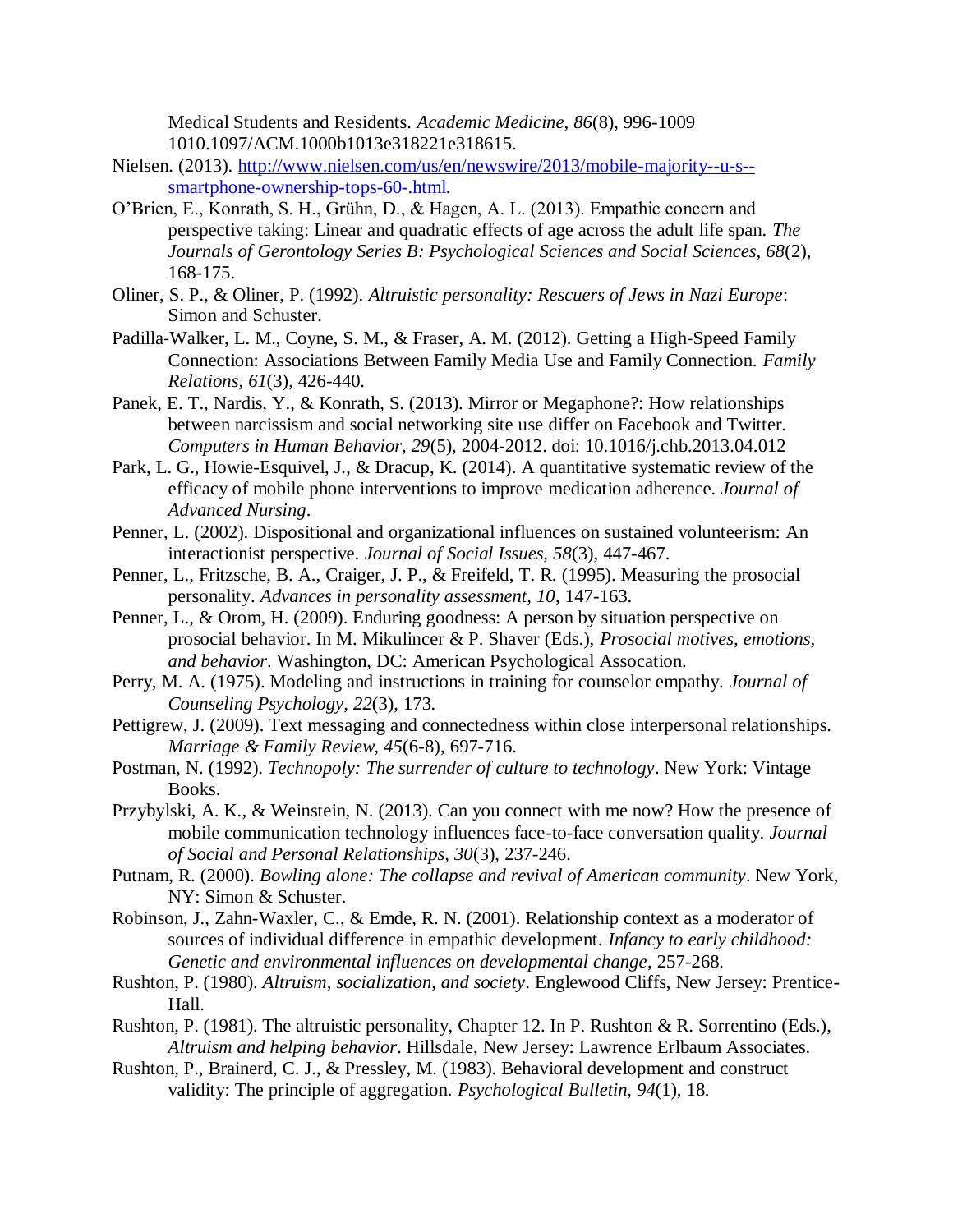Medical Students and Residents. *Academic Medicine, 86*(8), 996-1009 1010.1097/ACM.1000b1013e318221e318615.

Nielsen. (2013). [http://www.nielsen.com/us/en/newswire/2013/mobile-majority--u-s--smartphone-ownership-tops-60-.html](http://www.nielsen.com/us/en/newswire/2013/mobile-majority--u-s--smartphone-ownership-tops-60-.html).

O'Brien, E., Konrath, S. H., Grühn, D., & Hagen, A. L. (2013). Empathic concern and perspective taking: Linear and quadratic effects of age across the adult life span. *The Journals of Gerontology Series B: Psychological Sciences and Social Sciences, 68*(2), 168-175.

Oliner, S. P., & Oliner, P. (1992). *Altruistic personality: Rescuers of Jews in Nazi Europe*: Simon and Schuster.

Padilla-Walker, L. M., Coyne, S. M., & Fraser, A. M. (2012). Getting a High-Speed Family Connection: Associations Between Family Media Use and Family Connection. *Family Relations, 61*(3), 426-440.

Panek, E. T., Nardis, Y., & Konrath, S. (2013). Mirror or Megaphone?: How relationships between narcissism and social networking site use differ on Facebook and Twitter. *Computers in Human Behavior, 29*(5), 2004-2012. doi: 10.1016/j.chb.2013.04.012

Park, L. G., Howie-Esquivel, J., & Dracup, K. (2014). A quantitative systematic review of the efficacy of mobile phone interventions to improve medication adherence. *Journal of Advanced Nursing*.

Penner, L. (2002). Dispositional and organizational influences on sustained volunteerism: An interactionist perspective. *Journal of Social Issues, 58*(3), 447-467.

Penner, L., Fritzsche, B. A., Craiger, J. P., & Freifeld, T. R. (1995). Measuring the prosocial personality. *Advances in personality assessment, 10*, 147-163.

Penner, L., & Orom, H. (2009). Enduring goodness: A person by situation perspective on prosocial behavior. In M. Mikulincer & P. Shaver (Eds.), *Prosocial motives, emotions, and behavior*. Washington, DC: American Psychological Assocation.

Perry, M. A. (1975). Modeling and instructions in training for counselor empathy. *Journal of Counseling Psychology, 22*(3), 173.

Pettigrew, J. (2009). Text messaging and connectedness within close interpersonal relationships. *Marriage & Family Review, 45*(6-8), 697-716.

Postman, N. (1992). *Technopoly: The surrender of culture to technology*. New York: Vintage Books.

Przybylski, A. K., & Weinstein, N. (2013). Can you connect with me now? How the presence of mobile communication technology influences face-to-face conversation quality. *Journal of Social and Personal Relationships, 30*(3), 237-246.

Putnam, R. (2000). *Bowling alone: The collapse and revival of American community*. New York, NY: Simon & Schuster.

Robinson, J., Zahn-Waxler, C., & Emde, R. N. (2001). Relationship context as a moderator of sources of individual difference in empathic development. *Infancy to early childhood: Genetic and environmental influences on developmental change*, 257-268.

Rushton, P. (1980). *Altruism, socialization, and society*. Englewood Cliffs, New Jersey: Prentice-Hall.

Rushton, P. (1981). The altruistic personality, Chapter 12. In P. Rushton & R. Sorrentino (Eds.), *Altruism and helping behavior*. Hillsdale, New Jersey: Lawrence Erlbaum Associates.

Rushton, P., Brainerd, C. J., & Pressley, M. (1983). Behavioral development and construct validity: The principle of aggregation. *Psychological Bulletin, 94*(1), 18.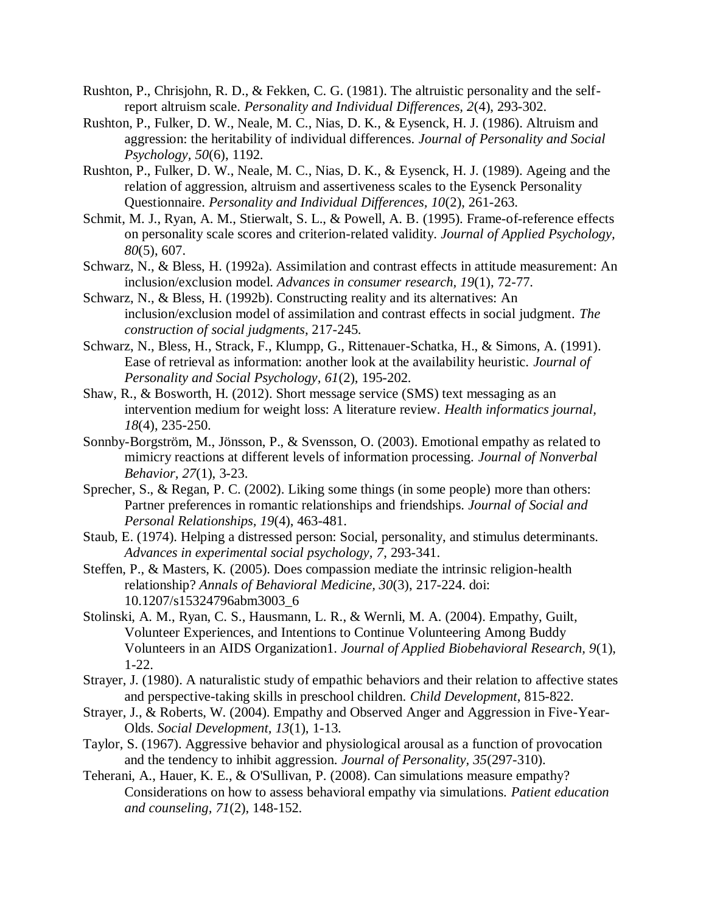Rushton, P., Chrisjohn, R. D., & Fekken, C. G. (1981). The altruistic personality and the self-report altruism scale. *Personality and Individual Differences, 2*(4), 293-302.

Rushton, P., Fulker, D. W., Neale, M. C., Nias, D. K., & Eysenck, H. J. (1986). Altruism and aggression: the heritability of individual differences. *Journal of Personality and Social Psychology, 50*(6), 1192.

Rushton, P., Fulker, D. W., Neale, M. C., Nias, D. K., & Eysenck, H. J. (1989). Ageing and the relation of aggression, altruism and assertiveness scales to the Eysenck Personality Questionnaire. *Personality and Individual Differences, 10*(2), 261-263.

Schmit, M. J., Ryan, A. M., Stierwalt, S. L., & Powell, A. B. (1995). Frame-of-reference effects on personality scale scores and criterion-related validity. *Journal of Applied Psychology, 80*(5), 607.

Schwarz, N., & Bless, H. (1992a). Assimilation and contrast effects in attitude measurement: An inclusion/exclusion model. *Advances in consumer research, 19*(1), 72-77.

Schwarz, N., & Bless, H. (1992b). Constructing reality and its alternatives: An inclusion/exclusion model of assimilation and contrast effects in social judgment. *The construction of social judgments*, 217-245.

Schwarz, N., Bless, H., Strack, F., Klumpp, G., Rittenauer-Schatka, H., & Simons, A. (1991). Ease of retrieval as information: another look at the availability heuristic. *Journal of Personality and Social Psychology, 61*(2), 195-202.

Shaw, R., & Bosworth, H. (2012). Short message service (SMS) text messaging as an intervention medium for weight loss: A literature review. *Health informatics journal, 18*(4), 235-250.

Sonnby-Borgström, M., Jönsson, P., & Svensson, O. (2003). Emotional empathy as related to mimicry reactions at different levels of information processing. *Journal of Nonverbal Behavior, 27*(1), 3-23.

Sprecher, S., & Regan, P. C. (2002). Liking some things (in some people) more than others: Partner preferences in romantic relationships and friendships. *Journal of Social and Personal Relationships, 19*(4), 463-481.

Staub, E. (1974). Helping a distressed person: Social, personality, and stimulus determinants. *Advances in experimental social psychology, 7*, 293-341.

Steffen, P., & Masters, K. (2005). Does compassion mediate the intrinsic religion-health relationship? *Annals of Behavioral Medicine, 30*(3), 217-224. doi: 10.1207/s15324796abm3003_6

Stolinski, A. M., Ryan, C. S., Hausmann, L. R., & Wernli, M. A. (2004). Empathy, Guilt, Volunteer Experiences, and Intentions to Continue Volunteering Among Buddy Volunteers in an AIDS Organization1. *Journal of Applied Biobehavioral Research, 9*(1), 1-22.

Strayer, J. (1980). A naturalistic study of empathic behaviors and their relation to affective states and perspective-taking skills in preschool children. *Child Development*, 815-822.

Strayer, J., & Roberts, W. (2004). Empathy and Observed Anger and Aggression in Five-Year-Olds. *Social Development, 13*(1), 1-13.

Taylor, S. (1967). Aggressive behavior and physiological arousal as a function of provocation and the tendency to inhibit aggression. *Journal of Personality, 35*(297-310).

Teherani, A., Hauer, K. E., & O'Sullivan, P. (2008). Can simulations measure empathy? Considerations on how to assess behavioral empathy via simulations. *Patient education and counseling, 71*(2), 148-152.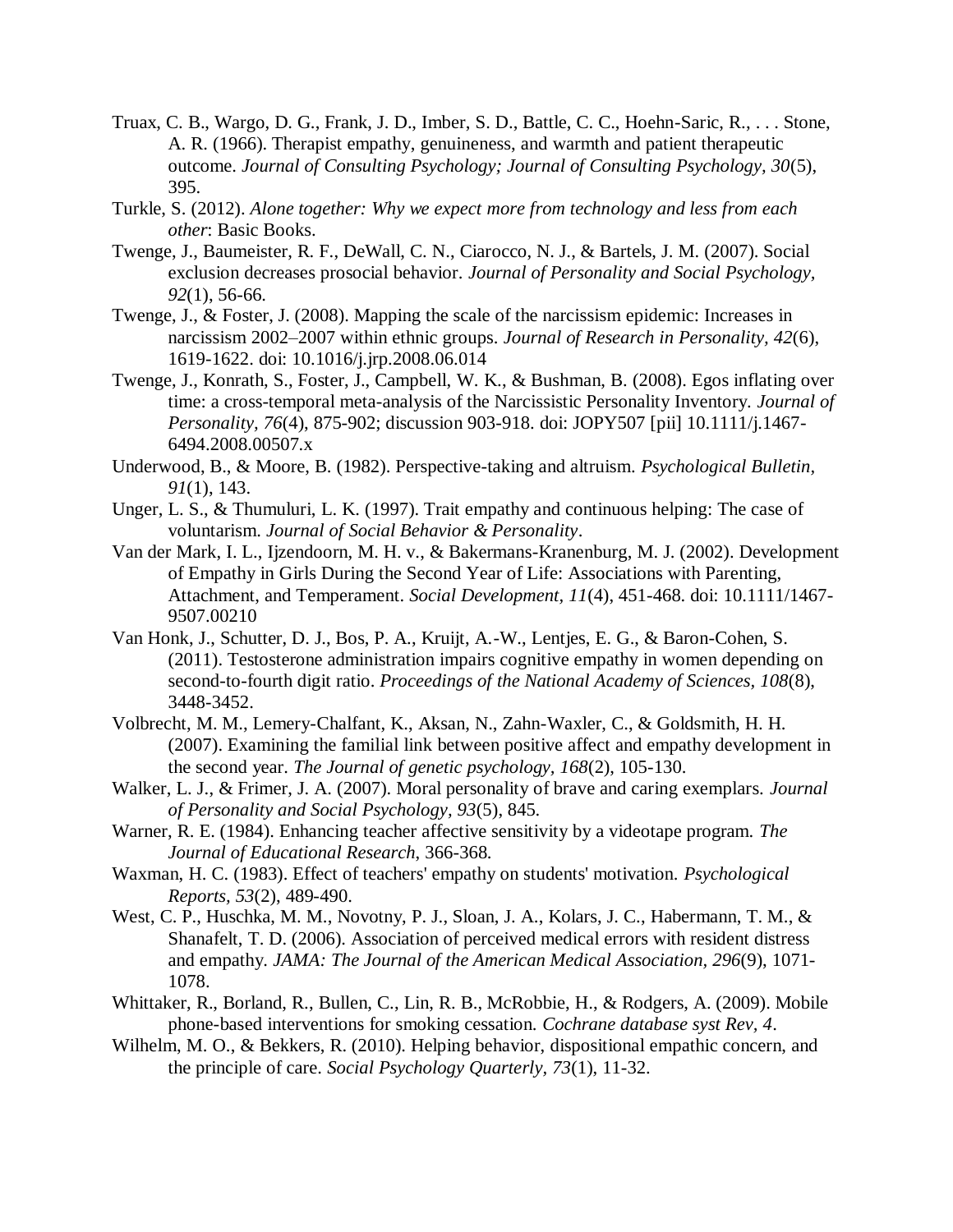Truax, C. B., Wargo, D. G., Frank, J. D., Imber, S. D., Battle, C. C., Hoehn-Saric, R., . . . Stone, A. R. (1966). Therapist empathy, genuineness, and warmth and patient therapeutic outcome. *Journal of Consulting Psychology; Journal of Consulting Psychology, 30*(5), 395.

Turkle, S. (2012). *Alone together: Why we expect more from technology and less from each other*: Basic Books.

Twenge, J., Baumeister, R. F., DeWall, C. N., Ciarocco, N. J., & Bartels, J. M. (2007). Social exclusion decreases prosocial behavior. *Journal of Personality and Social Psychology, 92*(1), 56-66.

Twenge, J., & Foster, J. (2008). Mapping the scale of the narcissism epidemic: Increases in narcissism 2002–2007 within ethnic groups. *Journal of Research in Personality, 42*(6), 1619-1622. doi: 10.1016/j.jrp.2008.06.014

Twenge, J., Konrath, S., Foster, J., Campbell, W. K., & Bushman, B. (2008). Egos inflating over time: a cross-temporal meta-analysis of the Narcissistic Personality Inventory. *Journal of Personality, 76*(4), 875-902; discussion 903-918. doi: JOPY507 [pii] 10.1111/j.1467-6494.2008.00507.x

Underwood, B., & Moore, B. (1982). Perspective-taking and altruism. *Psychological Bulletin, 91*(1), 143.

Unger, L. S., & Thumuluri, L. K. (1997). Trait empathy and continuous helping: The case of voluntarism. *Journal of Social Behavior & Personality*.

Van der Mark, I. L., Ijzendoorn, M. H. v., & Bakermans-Kranenburg, M. J. (2002). Development of Empathy in Girls During the Second Year of Life: Associations with Parenting, Attachment, and Temperament. *Social Development, 11*(4), 451-468. doi: 10.1111/1467-9507.00210

Van Honk, J., Schutter, D. J., Bos, P. A., Kruijt, A.-W., Lentjes, E. G., & Baron-Cohen, S. (2011). Testosterone administration impairs cognitive empathy in women depending on second-to-fourth digit ratio. *Proceedings of the National Academy of Sciences, 108*(8), 3448-3452.

Volbrecht, M. M., Lemery-Chalfant, K., Aksan, N., Zahn-Waxler, C., & Goldsmith, H. H. (2007). Examining the familial link between positive affect and empathy development in the second year. *The Journal of genetic psychology, 168*(2), 105-130.

Walker, L. J., & Frimer, J. A. (2007). Moral personality of brave and caring exemplars. *Journal of Personality and Social Psychology, 93*(5), 845.

Warner, R. E. (1984). Enhancing teacher affective sensitivity by a videotape program. *The Journal of Educational Research*, 366-368.

Waxman, H. C. (1983). Effect of teachers' empathy on students' motivation. *Psychological Reports, 53*(2), 489-490.

West, C. P., Huschka, M. M., Novotny, P. J., Sloan, J. A., Kolars, J. C., Habermann, T. M., & Shanafelt, T. D. (2006). Association of perceived medical errors with resident distress and empathy. *JAMA: The Journal of the American Medical Association, 296*(9), 1071-1078.

Whittaker, R., Borland, R., Bullen, C., Lin, R. B., McRobbie, H., & Rodgers, A. (2009). Mobile phone-based interventions for smoking cessation. *Cochrane database syst Rev, 4*.

Wilhelm, M. O., & Bekkers, R. (2010). Helping behavior, dispositional empathic concern, and the principle of care. *Social Psychology Quarterly, 73*(1), 11-32.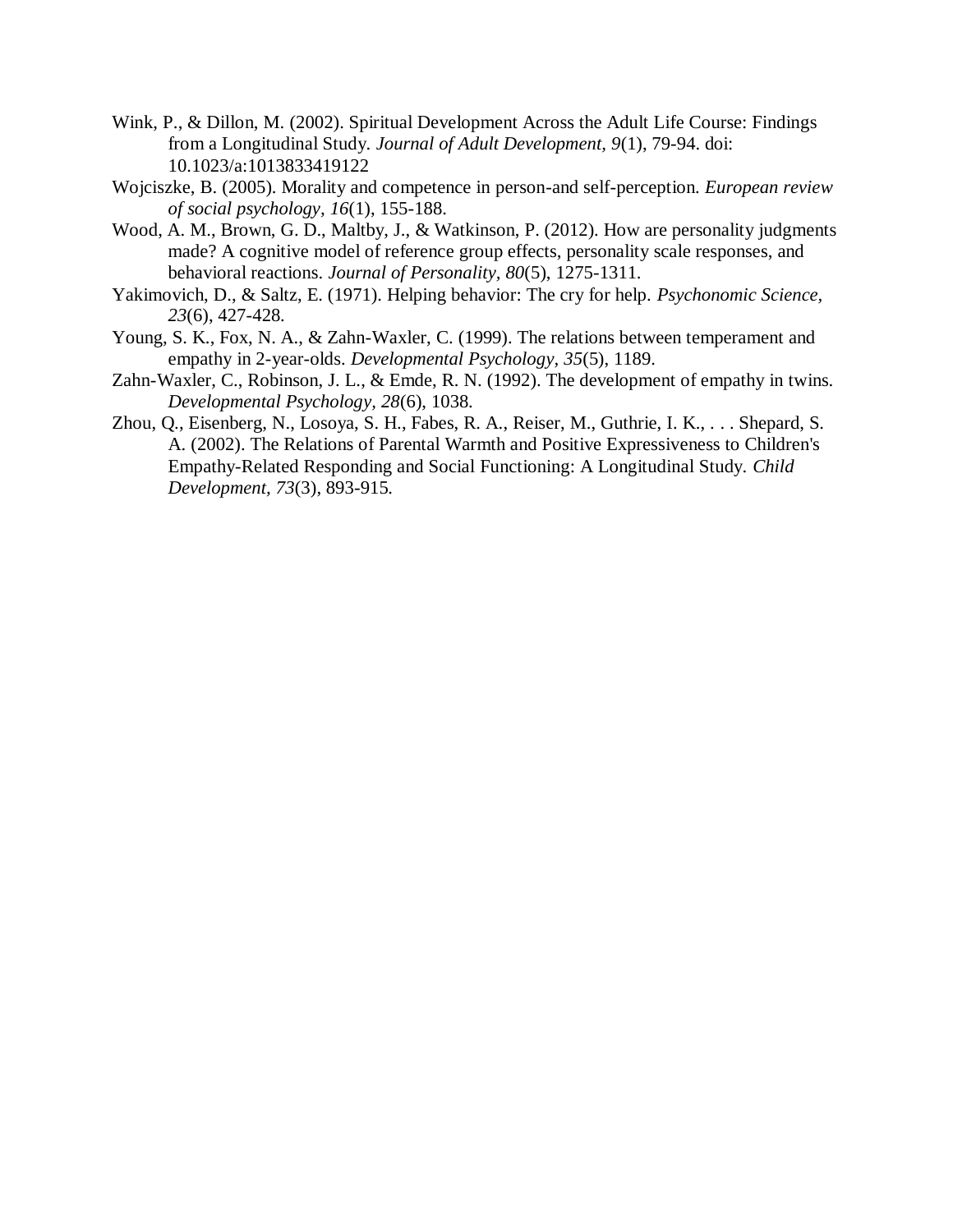Wink, P., & Dillon, M. (2002). Spiritual Development Across the Adult Life Course: Findings from a Longitudinal Study. *Journal of Adult Development, 9*(1), 79-94. doi: 10.1023/a:1013833419122

Wojciszke, B. (2005). Morality and competence in person-and self-perception. *European review of social psychology, 16*(1), 155-188.

Wood, A. M., Brown, G. D., Maltby, J., & Watkinson, P. (2012). How are personality judgments made? A cognitive model of reference group effects, personality scale responses, and behavioral reactions. *Journal of Personality, 80*(5), 1275-1311.

Yakimovich, D., & Saltz, E. (1971). Helping behavior: The cry for help. *Psychonomic Science, 23*(6), 427-428.

Young, S. K., Fox, N. A., & Zahn-Waxler, C. (1999). The relations between temperament and empathy in 2-year-olds. *Developmental Psychology, 35*(5), 1189.

Zahn-Waxler, C., Robinson, J. L., & Emde, R. N. (1992). The development of empathy in twins. *Developmental Psychology, 28*(6), 1038.

Zhou, Q., Eisenberg, N., Losoya, S. H., Fabes, R. A., Reiser, M., Guthrie, I. K., . . . Shepard, S. A. (2002). The Relations of Parental Warmth and Positive Expressiveness to Children's Empathy-Related Responding and Social Functioning: A Longitudinal Study. *Child Development, 73*(3), 893-915.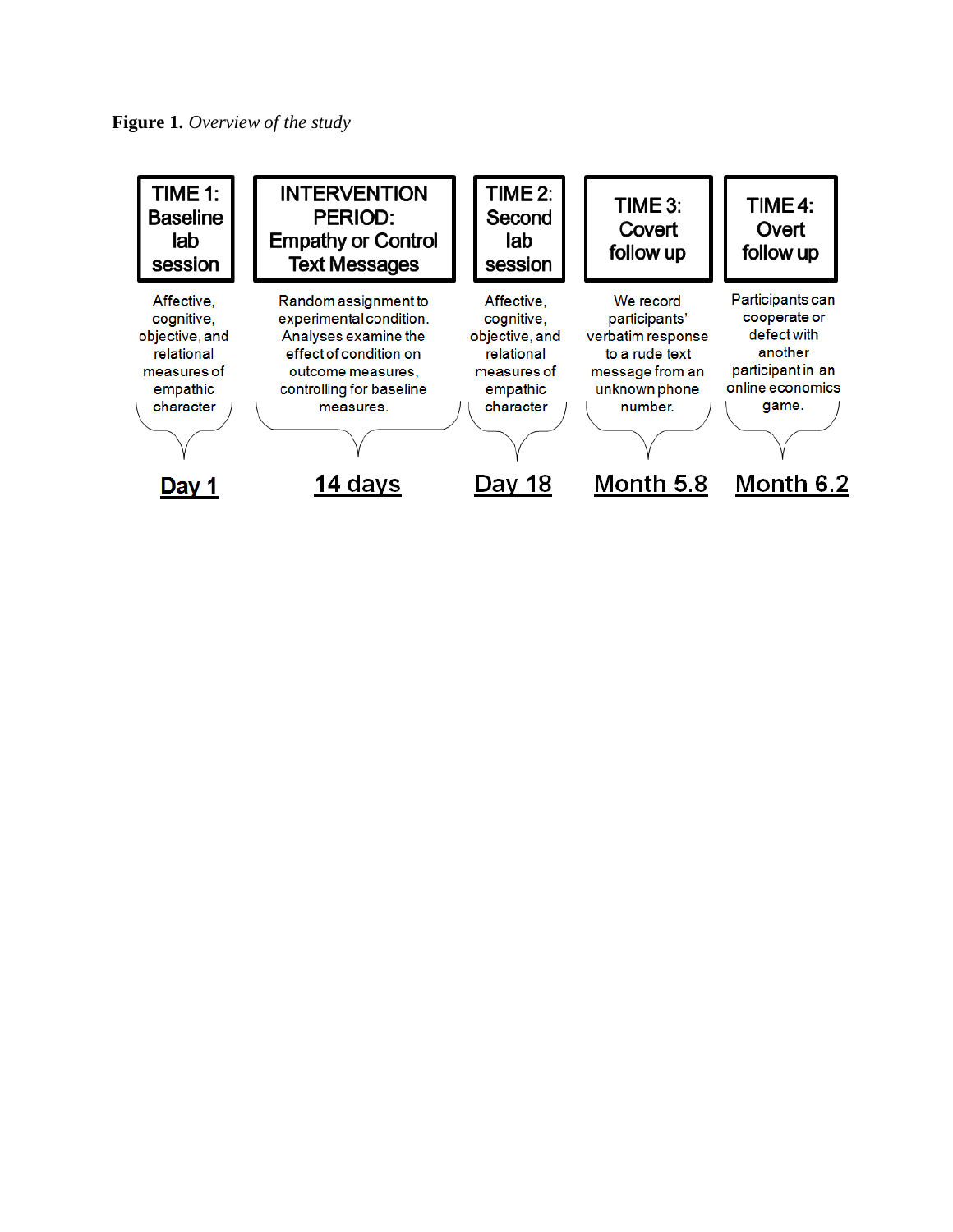**Figure 1.** *Overview of the study*

| TIME 1: Baseline lab session | INTERVENTION PERIOD: Empathy or Control Text Messages | TIME 2: Second lab session | TIME 3: Covert follow up | TIME 4: Overt follow up |
| --- | --- | --- | --- | --- |
| Affective, cognitive, objective, and relational measures of empathic character | Random assignment to experimental condition. Analyses examine the effect of condition on outcome measures, controlling for baseline measures. | Affective, cognitive, objective, and relational measures of empathic character | We record participants' verbatim response to a rude text message from an unknown phone number. | Participants can cooperate or defect with another participant in an online economics game. |
| Day 1 | 14 days | Day 18 | Month 5.8 | Month 6.2 |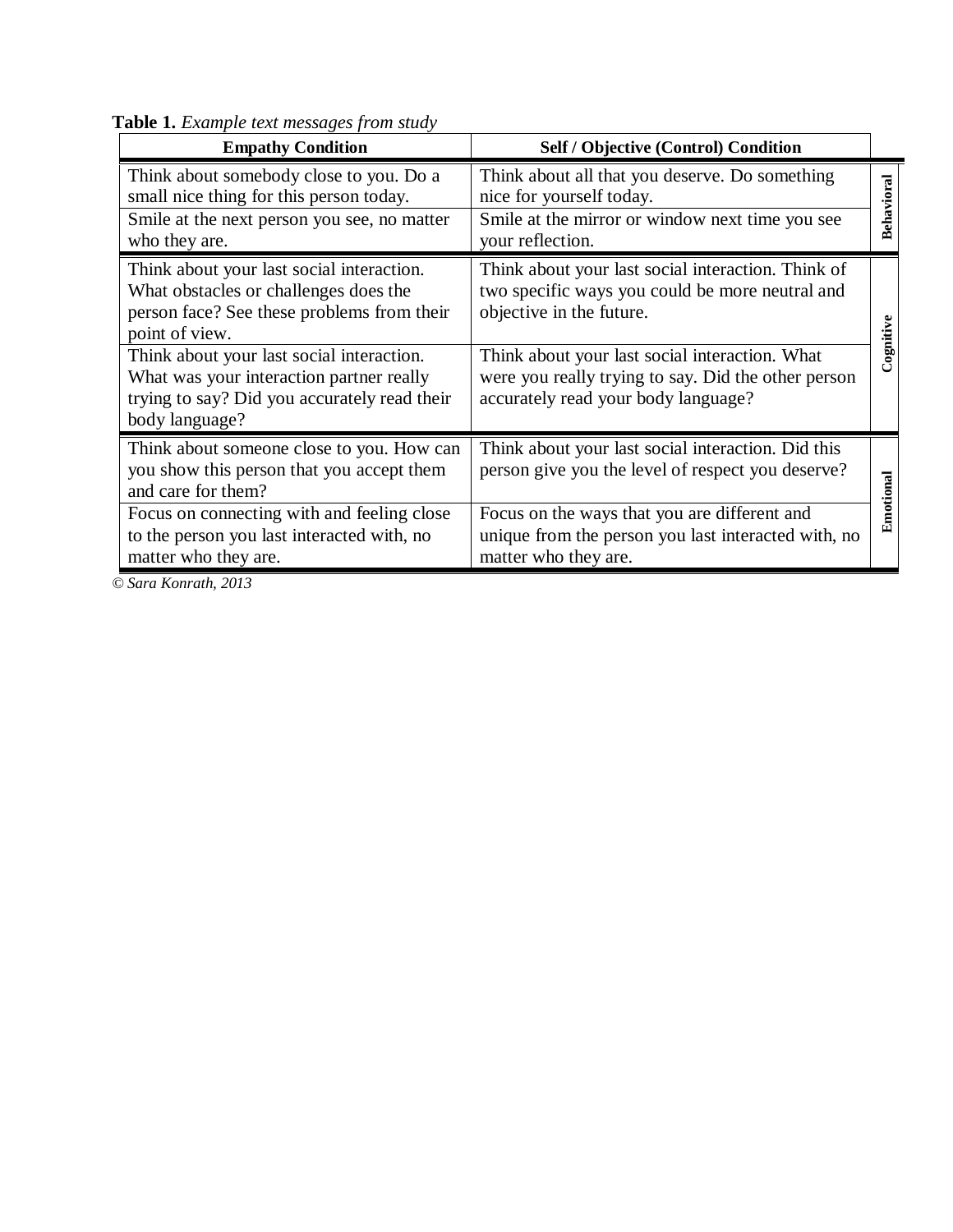**Table 1.** *Example text messages from study*

| Empathy Condition | Self / Objective (Control) Condition | |
|---|---|---|
| Think about somebody close to you. Do a small nice thing for this person today. | Think about all that you deserve. Do something nice for yourself today. | Behavioral |
| Smile at the next person you see, no matter who they are. | Smile at the mirror or window next time you see your reflection. | |
| Think about your last social interaction. What obstacles or challenges does the person face? See these problems from their point of view. | Think about your last social interaction. Think of two specific ways you could be more neutral and objective in the future. | Cognitive |
| Think about your last social interaction. What was your interaction partner really trying to say? Did you accurately read their body language? | Think about your last social interaction. What were you really trying to say. Did the other person accurately read your body language? | |
| Think about someone close to you. How can you show this person that you accept them and care for them? | Think about your last social interaction. Did this person give you the level of respect you deserve? | Emotional |
| Focus on connecting with and feeling close to the person you last interacted with, no matter who they are. | Focus on the ways that you are different and unique from the person you last interacted with, no matter who they are. | |

*© Sara Konrath, 2013*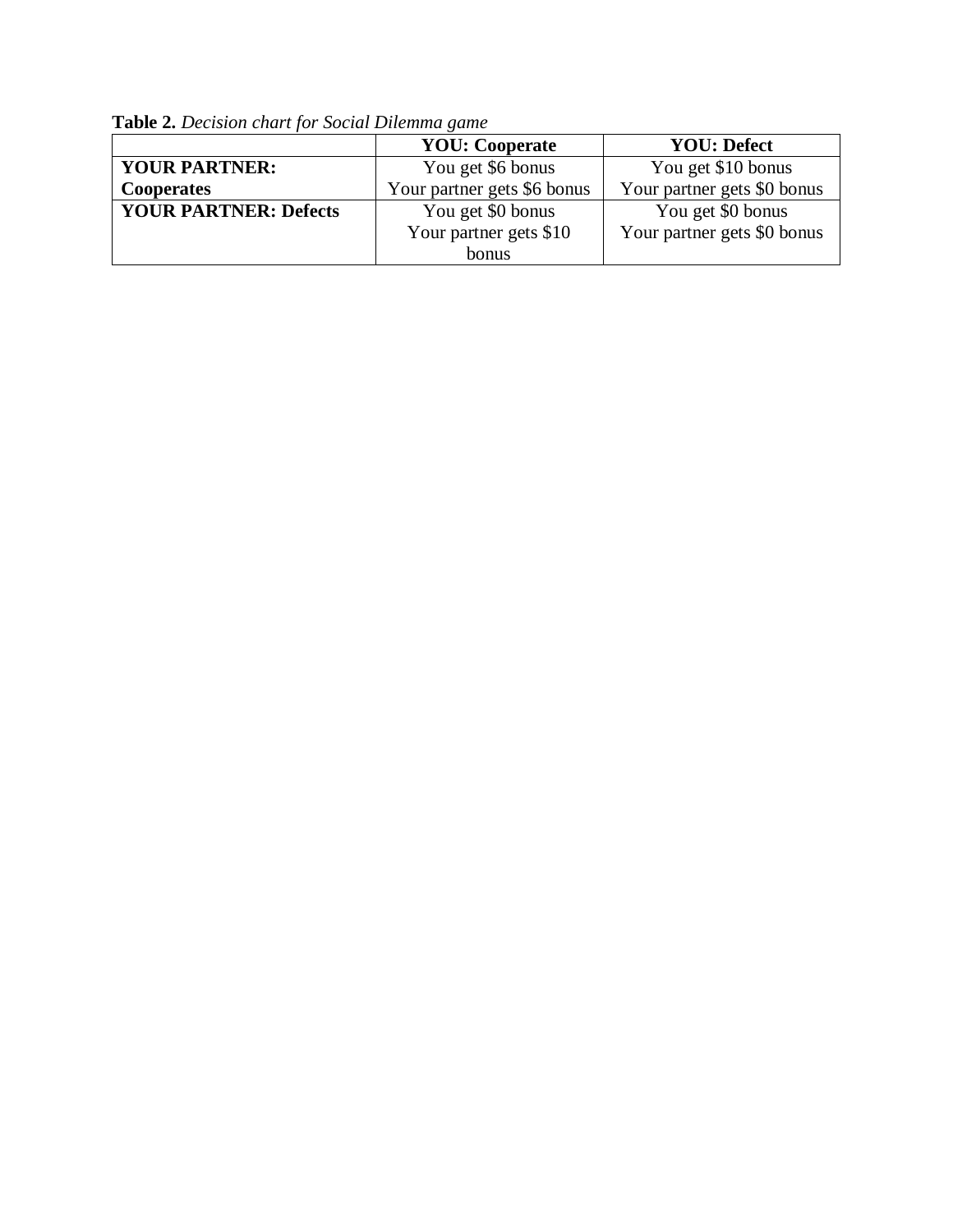**Table 2.** *Decision chart for Social Dilemma game*

| | **YOU: Cooperate** | **YOU: Defect** |
|---|---|---|
| **YOUR PARTNER: Cooperates** | You get $6 bonus<br>Your partner gets $6 bonus | You get $10 bonus<br>Your partner gets $0 bonus |
| **YOUR PARTNER: Defects** | You get $0 bonus<br>Your partner gets $10 bonus | You get $0 bonus<br>Your partner gets $0 bonus |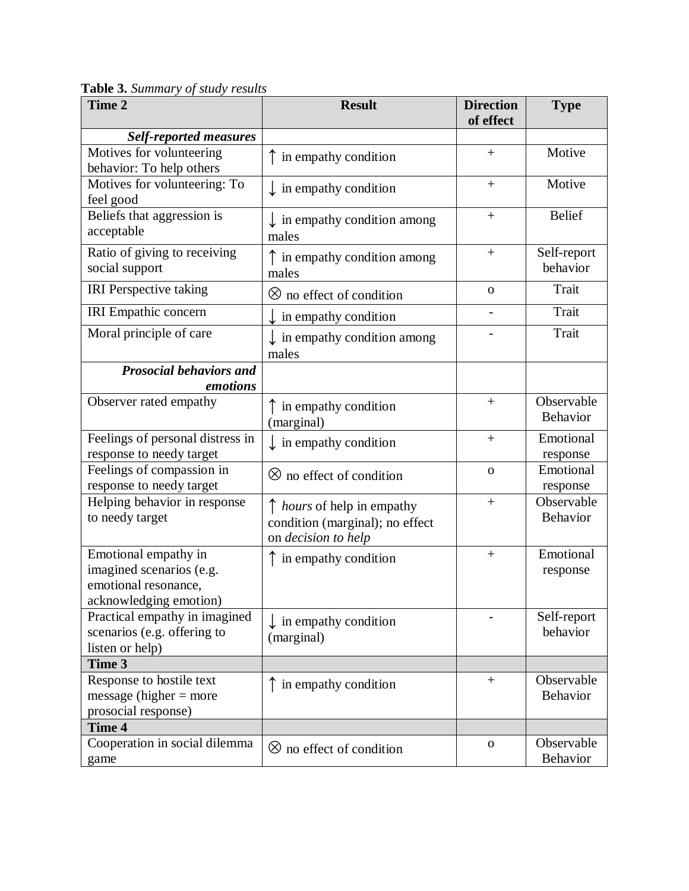**Table 3.** *Summary of study results*

| Time 2 | Result | Direction of effect | Type |
|---|---|---|---|
| ***Self-reported measures*** | | | |
| Motives for volunteering behavior: To help others | ↑ in empathy condition | + | Motive |
| Motives for volunteering: To feel good | ↓ in empathy condition | + | Motive |
| Beliefs that aggression is acceptable | ↓ in empathy condition among males | + | Belief |
| Ratio of giving to receiving social support | ↑ in empathy condition among males | + | Self-report behavior |
| IRI Perspective taking | ⊗ no effect of condition | o | Trait |
| IRI Empathic concern | ↓ in empathy condition | - | Trait |
| Moral principle of care | ↓ in empathy condition among males | - | Trait |
| ***Prosocial behaviors and emotions*** | | | |
| Observer rated empathy | ↑ in empathy condition (marginal) | + | Observable Behavior |
| Feelings of personal distress in response to needy target | ↓ in empathy condition | + | Emotional response |
| Feelings of compassion in response to needy target | ⊗ no effect of condition | o | Emotional response |
| Helping behavior in response to needy target | ↑ *hours* of help in empathy condition (marginal); no effect on *decision to help* | + | Observable Behavior |
| Emotional empathy in imagined scenarios (e.g. emotional resonance, acknowledging emotion) | ↑ in empathy condition | + | Emotional response |
| Practical empathy in imagined scenarios (e.g. offering to listen or help) | ↓ in empathy condition (marginal) | - | Self-report behavior |
| **Time 3** | | | |
| Response to hostile text message (higher = more prosocial response) | ↑ in empathy condition | + | Observable Behavior |
| **Time 4** | | | |
| Cooperation in social dilemma game | ⊗ no effect of condition | o | Observable Behavior |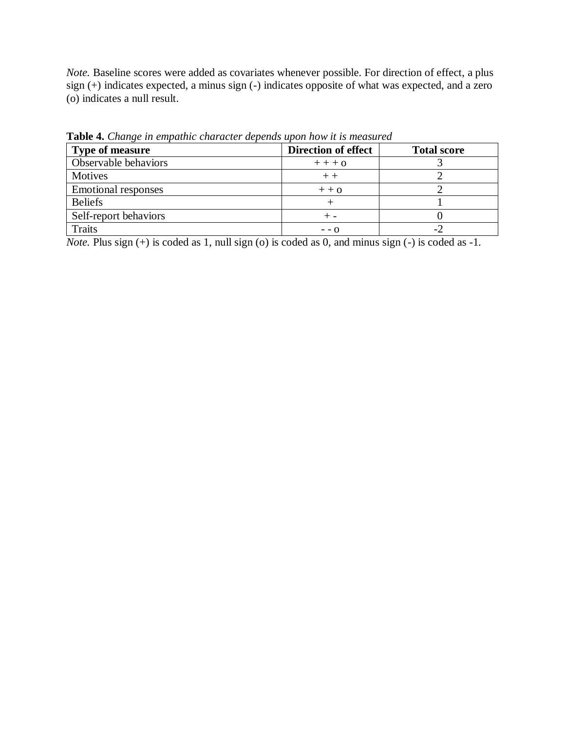*Note.* Baseline scores were added as covariates whenever possible. For direction of effect, a plus sign (+) indicates expected, a minus sign (-) indicates opposite of what was expected, and a zero (o) indicates a null result.

**Table 4.** *Change in empathic character depends upon how it is measured*

| Type of measure | Direction of effect | Total score |
|---|---|---|
| Observable behaviors | + + + o | 3 |
| Motives | + + | 2 |
| Emotional responses | + + o | 2 |
| Beliefs | + | 1 |
| Self-report behaviors | + - | 0 |
| Traits | - - o | -2 |

*Note.* Plus sign (+) is coded as 1, null sign (o) is coded as 0, and minus sign (-) is coded as -1.